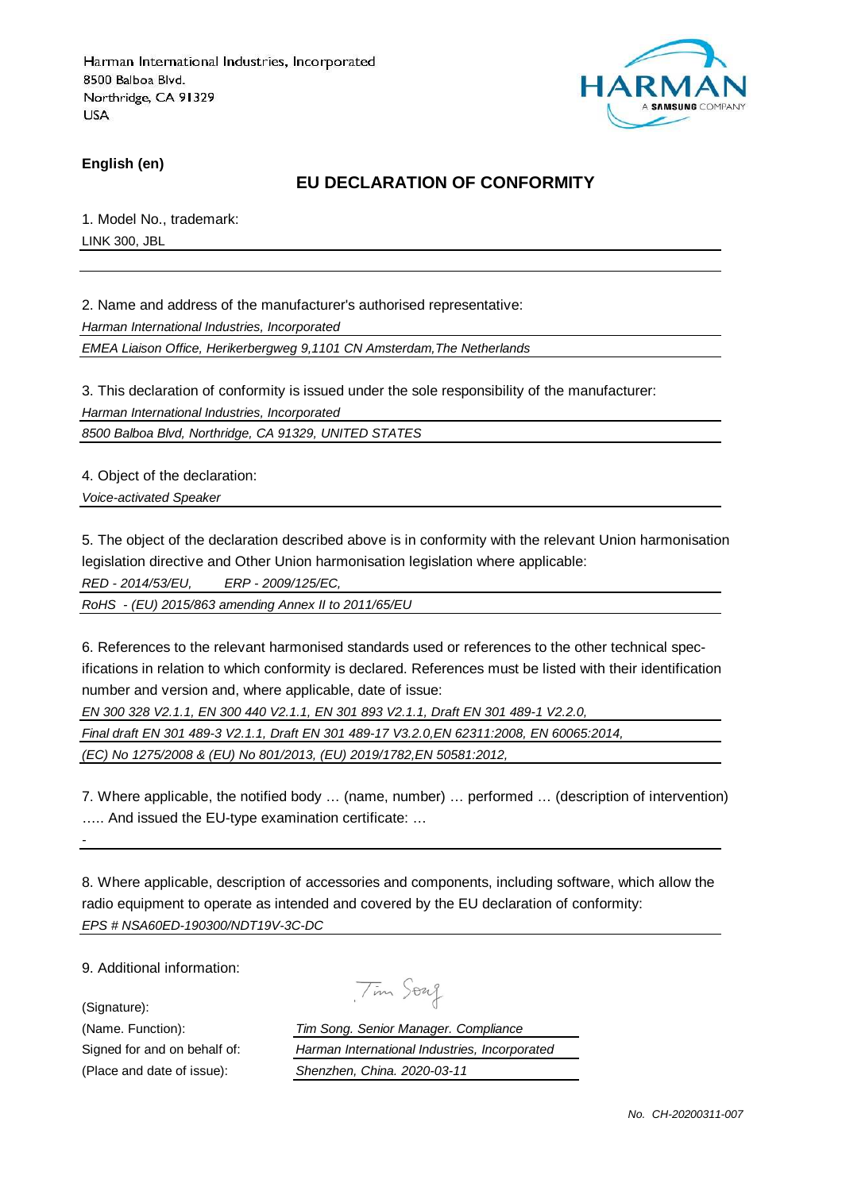Harman International Industries, Incorporated
8500 Balboa Blvd.
Northridge, CA 91329
USA

HARMAN
A SAMSUNG COMPANY

**English (en)**

## EU DECLARATION OF CONFORMITY

1. Model No., trademark:

LINK 300, JBL

2. Name and address of the manufacturer's authorised representative:

*Harman International Industries, Incorporated*

*EMEA Liaison Office, Herikerbergweg 9,1101 CN Amsterdam,The Netherlands*

3. This declaration of conformity is issued under the sole responsibility of the manufacturer:

*Harman International Industries, Incorporated*

*8500 Balboa Blvd, Northridge, CA 91329, UNITED STATES*

4. Object of the declaration:

*Voice-activated Speaker*

5. The object of the declaration described above is in conformity with the relevant Union harmonisation legislation directive and Other Union harmonisation legislation where applicable:

*RED - 2014/53/EU,     ERP - 2009/125/EC,*

*RoHS - (EU) 2015/863 amending Annex II to 2011/65/EU*

6. References to the relevant harmonised standards used or references to the other technical specifications in relation to which conformity is declared. References must be listed with their identification number and version and, where applicable, date of issue:

*EN 300 328 V2.1.1, EN 300 440 V2.1.1, EN 301 893 V2.1.1, Draft EN 301 489-1 V2.2.0,*

*Final draft EN 301 489-3 V2.1.1, Draft EN 301 489-17 V3.2.0,EN 62311:2008, EN 60065:2014,*

*(EC) No 1275/2008 & (EU) No 801/2013, (EU) 2019/1782,EN 50581:2012,*

7. Where applicable, the notified body … (name, number) … performed … (description of intervention) ….. And issued the EU-type examination certificate: …

-

8. Where applicable, description of accessories and components, including software, which allow the radio equipment to operate as intended and covered by the EU declaration of conformity:

*EPS # NSA60ED-190300/NDT19V-3C-DC*

9. Additional information:

(Signature):

(Name. Function): *Tim Song. Senior Manager. Compliance*

Signed for and on behalf of: *Harman International Industries, Incorporated*

(Place and date of issue): *Shenzhen, China. 2020-03-11*

*No. CH-20200311-007*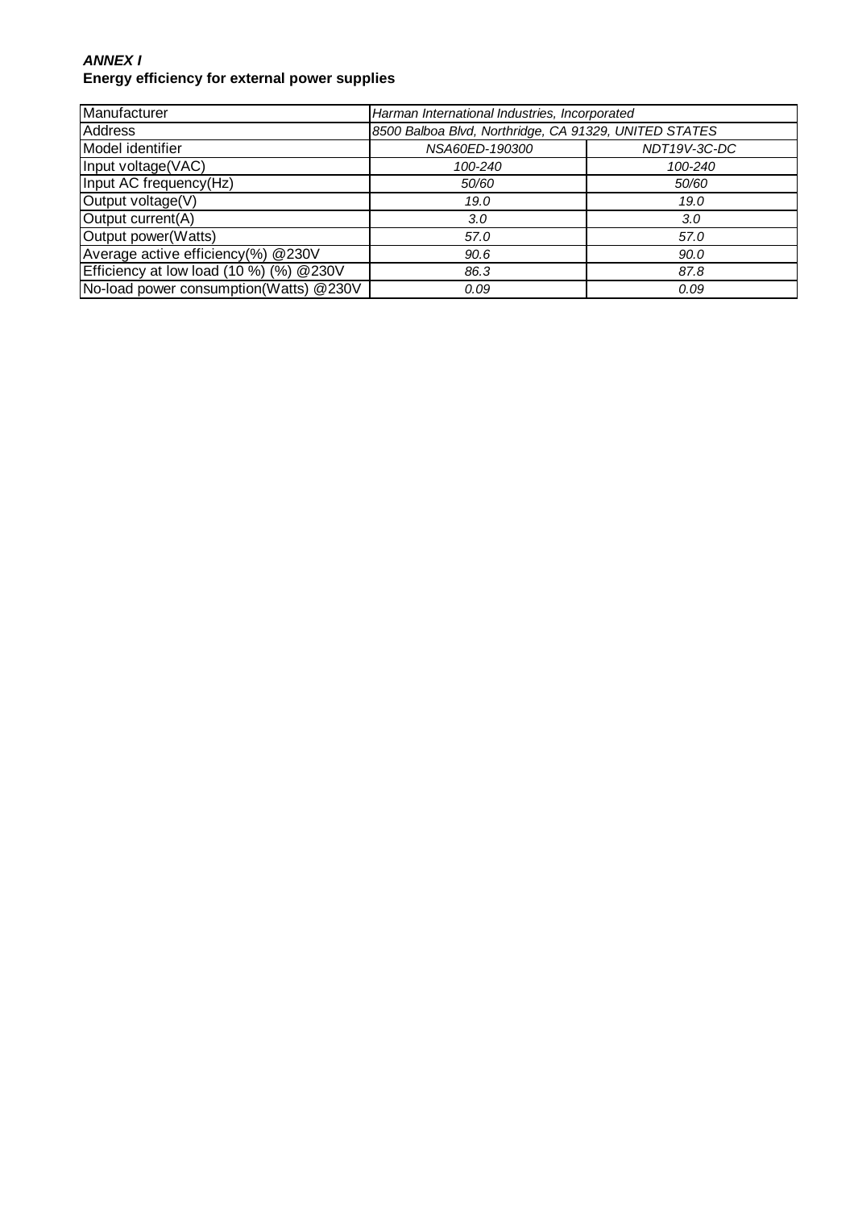***ANNEX I***

**Energy efficiency for external power supplies**

| Manufacturer | *Harman International Industries, Incorporated* | |
| --- | --- | --- |
| Address | *8500 Balboa Blvd, Northridge, CA 91329, UNITED STATES* | |
| Model identifier | *NSA60ED-190300* | *NDT19V-3C-DC* |
| Input voltage(VAC) | *100-240* | *100-240* |
| Input AC frequency(Hz) | *50/60* | *50/60* |
| Output voltage(V) | *19.0* | *19.0* |
| Output current(A) | *3.0* | *3.0* |
| Output power(Watts) | *57.0* | *57.0* |
| Average active efficiency(%) @230V | *90.6* | *90.0* |
| Efficiency at low load (10 %) (%) @230V | *86.3* | *87.8* |
| No-load power consumption(Watts) @230V | *0.09* | *0.09* |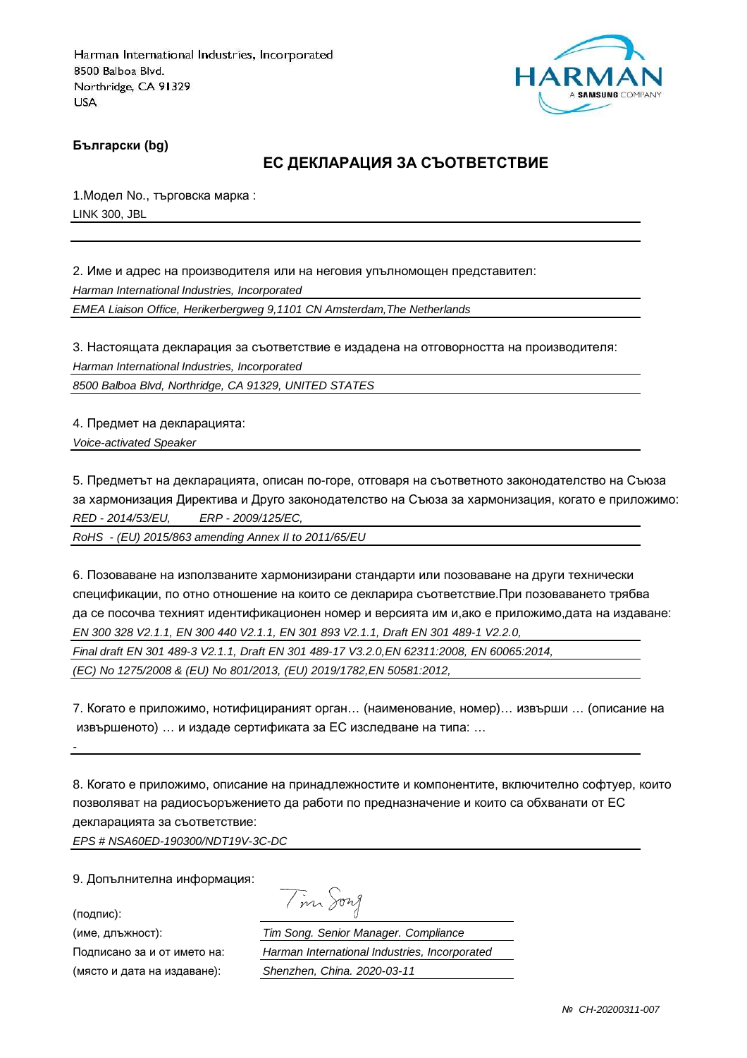Harman International Industries, Incorporated
8500 Balboa Blvd.
Northridge, CA 91329
USA

HARMAN
A SAMSUNG COMPANY

**Български (bg)**

## ЕС ДЕКЛАРАЦИЯ ЗА СЪОТВЕТСТВИЕ

1.Модел No., търговска марка :

LINK 300, JBL

2. Име и адрес на производителя или на неговия упълномощен представител:

*Harman International Industries, Incorporated*

*EMEA Liaison Office, Herikerbergweg 9,1101 CN Amsterdam,The Netherlands*

3. Настоящата декларация за съответствие е издадена на отговорността на производителя:

*Harman International Industries, Incorporated*

*8500 Balboa Blvd, Northridge, CA 91329, UNITED STATES*

4. Предмет на декларацията:

*Voice-activated Speaker*

5. Предметът на декларацията, описан по-горе, отговаря на съответното законодателство на Съюза за хармонизация Директива и Друго законодателство на Съюза за хармонизация, когато е приложимо:

*RED - 2014/53/EU, ERP - 2009/125/EC,*

*RoHS - (EU) 2015/863 amending Annex II to 2011/65/EU*

6. Позоваване на използваните хармонизирани стандарти или позоваване на други технически спецификации, по отно отношение на които се декларира съответствие.При позоваването трябва да се посочва техният идентификационен номер и версията им и,ако е приложимо,дата на издаване:

*EN 300 328 V2.1.1, EN 300 440 V2.1.1, EN 301 893 V2.1.1, Draft EN 301 489-1 V2.2.0,*

*Final draft EN 301 489-3 V2.1.1, Draft EN 301 489-17 V3.2.0,EN 62311:2008, EN 60065:2014,*

*(EC) No 1275/2008 & (EU) No 801/2013, (EU) 2019/1782,EN 50581:2012,*

7. Когато е приложимо, нотифицираният орган… (наименование, номер)… извърши … (описание на извършеното) … и издаде сертификата за ЕС изследване на типа: …

-

8. Когато е приложимо, описание на принадлежностите и компонентите, включително софтуер, които позволяват на радиосъоръжението да работи по предназначение и които са обхванати от ЕС декларацията за съответствие:

*EPS # NSA60ED-190300/NDT19V-3C-DC*

9. Допълнителна информация:

(подпис): Tim Song

(име, длъжност): *Tim Song. Senior Manager. Compliance*

Подписано за и от името на: *Harman International Industries, Incorporated*

(място и дата на издаване): *Shenzhen, China. 2020-03-11*

*№ CH-20200311-007*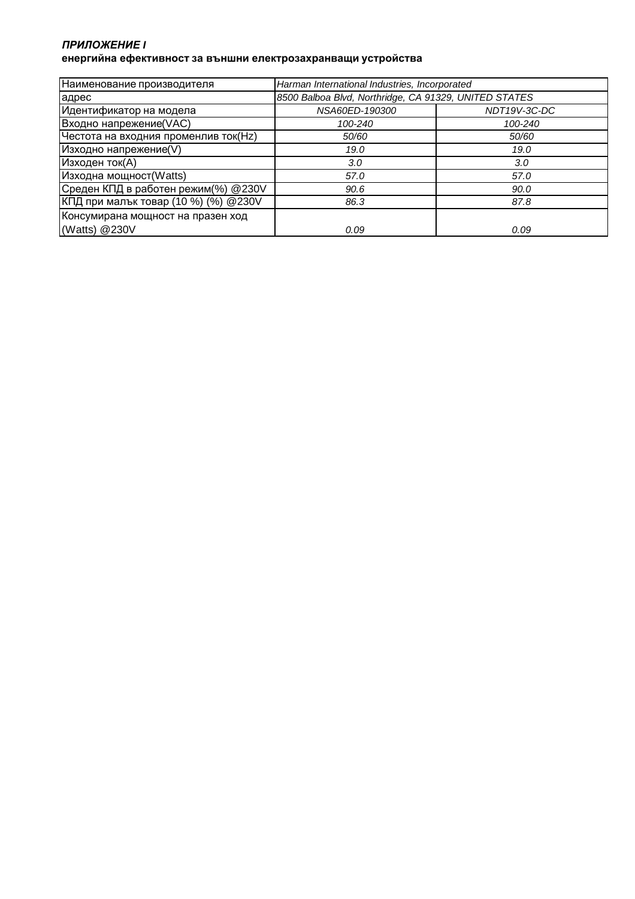***ПРИЛОЖЕНИЕ I***

**енергийна ефективност за външни електрозахранващи устройства**

| Наименование производителя | *Harman International Industries, Incorporated* | |
|---|---|---|
| адрес | *8500 Balboa Blvd, Northridge, CA 91329, UNITED STATES* | |
| Идентификатор на модела | *NSA60ED-190300* | *NDT19V-3C-DC* |
| Входно напрежение(VAC) | *100-240* | *100-240* |
| Честота на входния променлив ток(Hz) | *50/60* | *50/60* |
| Изходно напрежение(V) | *19.0* | *19.0* |
| Изходен ток(A) | *3.0* | *3.0* |
| Изходна мощност(Watts) | *57.0* | *57.0* |
| Среден КПД в работен режим(%) @230V | *90.6* | *90.0* |
| КПД при малък товар (10 %) (%) @230V | *86.3* | *87.8* |
| Консумирана мощност на празен ход (Watts) @230V | *0.09* | *0.09* |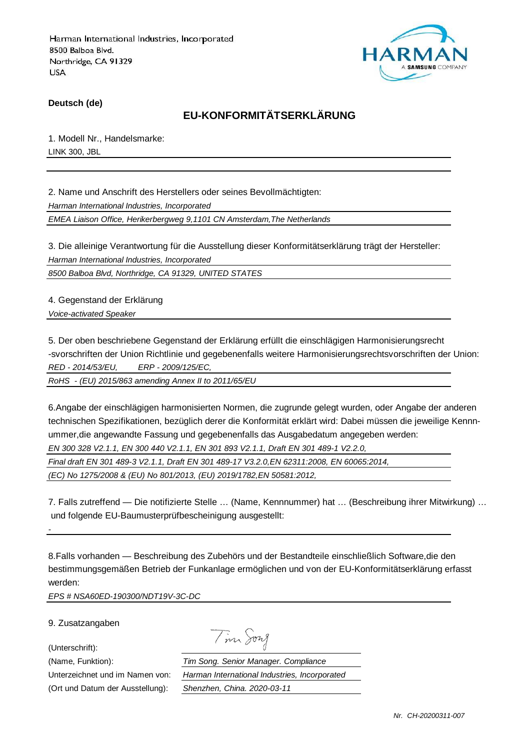Harman International Industries, Incorporated
8500 Balboa Blvd.
Northridge, CA 91329
USA

**Deutsch (de)**

## EU-KONFORMITÄTSERKLÄRUNG

1. Modell Nr., Handelsmarke:

LINK 300, JBL

2. Name und Anschrift des Herstellers oder seines Bevollmächtigten:

*Harman International Industries, Incorporated*

*EMEA Liaison Office, Herikerbergweg 9,1101 CN Amsterdam,The Netherlands*

3. Die alleinige Verantwortung für die Ausstellung dieser Konformitätserklärung trägt der Hersteller:

*Harman International Industries, Incorporated*

*8500 Balboa Blvd, Northridge, CA 91329, UNITED STATES*

4. Gegenstand der Erklärung

*Voice-activated Speaker*

5. Der oben beschriebene Gegenstand der Erklärung erfüllt die einschlägigen Harmonisierungsrecht -svorschriften der Union Richtlinie und gegebenenfalls weitere Harmonisierungsrechtsvorschriften der Union:

*RED - 2014/53/EU, ERP - 2009/125/EC,*

*RoHS - (EU) 2015/863 amending Annex II to 2011/65/EU*

6.Angabe der einschlägigen harmonisierten Normen, die zugrunde gelegt wurden, oder Angabe der anderen technischen Spezifikationen, bezüglich derer die Konformität erklärt wird: Dabei müssen die jeweilige Kennnummer,die angewandte Fassung und gegebenenfalls das Ausgabedatum angegeben werden:

*EN 300 328 V2.1.1, EN 300 440 V2.1.1, EN 301 893 V2.1.1, Draft EN 301 489-1 V2.2.0,*

*Final draft EN 301 489-3 V2.1.1, Draft EN 301 489-17 V3.2.0,EN 62311:2008, EN 60065:2014,*

*(EC) No 1275/2008 & (EU) No 801/2013, (EU) 2019/1782,EN 50581:2012,*

7. Falls zutreffend — Die notifizierte Stelle … (Name, Kennnummer) hat … (Beschreibung ihrer Mitwirkung) … und folgende EU-Baumusterprüfbescheinigung ausgestellt:

-

8.Falls vorhanden — Beschreibung des Zubehörs und der Bestandteile einschließlich Software,die den bestimmungsgemäßen Betrieb der Funkanlage ermöglichen und von der EU-Konformitätserklärung erfasst werden:

*EPS # NSA60ED-190300/NDT19V-3C-DC*

9. Zusatzangaben

| | |
|---|---|
| (Unterschrift): | Tim Song |
| (Name, Funktion): | *Tim Song. Senior Manager. Compliance* |
| Unterzeichnet und im Namen von: | *Harman International Industries, Incorporated* |
| (Ort und Datum der Ausstellung): | *Shenzhen, China. 2020-03-11* |

*Nr. CH-20200311-007*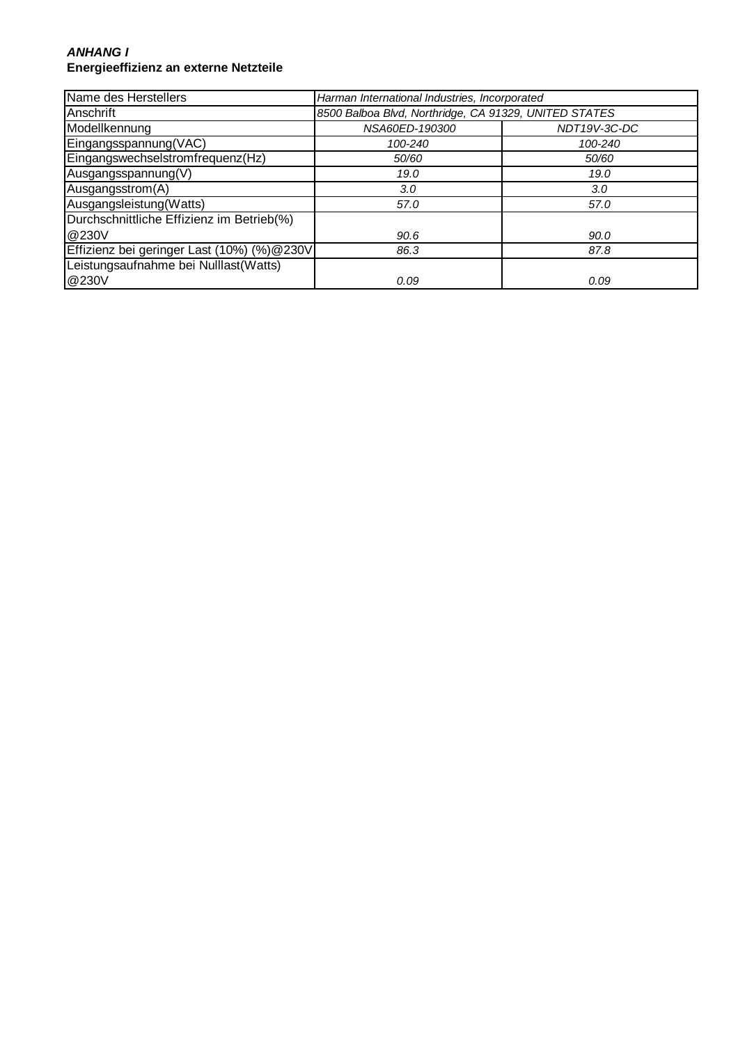***ANHANG I***
**Energieeffizienz an externe Netzteile**

| Name des Herstellers | *Harman International Industries, Incorporated* | |
|---|---|---|
| Anschrift | *8500 Balboa Blvd, Northridge, CA 91329, UNITED STATES* | |
| Modellkennung | *NSA60ED-190300* | *NDT19V-3C-DC* |
| Eingangsspannung(VAC) | *100-240* | *100-240* |
| Eingangswechselstromfrequenz(Hz) | *50/60* | *50/60* |
| Ausgangsspannung(V) | *19.0* | *19.0* |
| Ausgangsstrom(A) | *3.0* | *3.0* |
| Ausgangsleistung(Watts) | *57.0* | *57.0* |
| Durchschnittliche Effizienz im Betrieb(%) @230V | *90.6* | *90.0* |
| Effizienz bei geringer Last (10%) (%)@230V | *86.3* | *87.8* |
| Leistungsaufnahme bei Nulllast(Watts) @230V | *0.09* | *0.09* |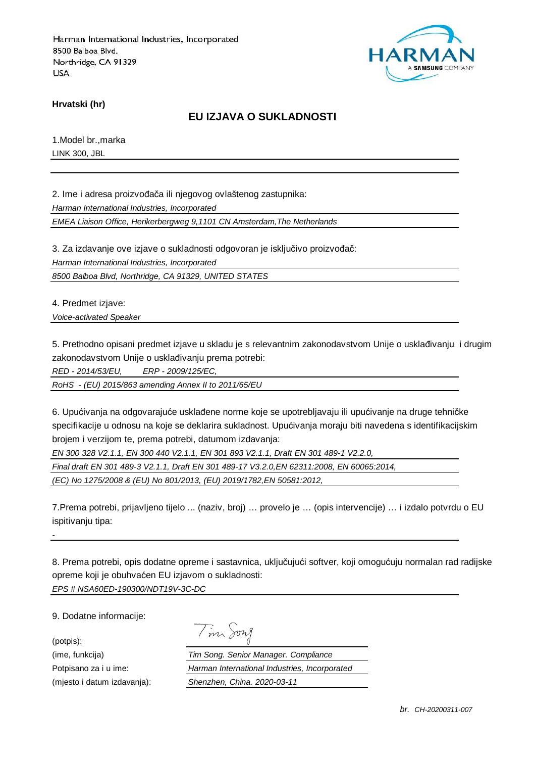Harman International Industries, Incorporated
8500 Balboa Blvd.
Northridge, CA 91329
USA

**Hrvatski (hr)**

## EU IZJAVA O SUKLADNOSTI

1.Model br.,marka

LINK 300, JBL

2. Ime i adresa proizvođača ili njegovog ovlaštenog zastupnika:

*Harman International Industries, Incorporated*

*EMEA Liaison Office, Herikerbergweg 9,1101 CN Amsterdam,The Netherlands*

3. Za izdavanje ove izjave o sukladnosti odgovoran je isključivo proizvođač:

*Harman International Industries, Incorporated*

*8500 Balboa Blvd, Northridge, CA 91329, UNITED STATES*

4. Predmet izjave:

*Voice-activated Speaker*

5. Prethodno opisani predmet izjave u skladu je s relevantnim zakonodavstvom Unije o usklađivanju i drugim zakonodavstvom Unije o usklađivanju prema potrebi:

*RED - 2014/53/EU, ERP - 2009/125/EC,*

*RoHS - (EU) 2015/863 amending Annex II to 2011/65/EU*

6. Upućivanja na odgovarajuće usklađene norme koje se upotrebljavaju ili upućivanje na druge tehničke specifikacije u odnosu na koje se deklarira sukladnost. Upućivanja moraju biti navedena s identifikacijskim brojem i verzijom te, prema potrebi, datumom izdavanja:

*EN 300 328 V2.1.1, EN 300 440 V2.1.1, EN 301 893 V2.1.1, Draft EN 301 489-1 V2.2.0,*

*Final draft EN 301 489-3 V2.1.1, Draft EN 301 489-17 V3.2.0,EN 62311:2008, EN 60065:2014,*

*(EC) No 1275/2008 & (EU) No 801/2013, (EU) 2019/1782,EN 50581:2012,*

7.Prema potrebi, prijavljeno tijelo ... (naziv, broj) … provelo je … (opis intervencije) … i izdalo potvrdu o EU ispitivanju tipa:

-

8. Prema potrebi, opis dodatne opreme i sastavnica, uključujući softver, koji omogućuju normalan rad radijske opreme koji je obuhvaćen EU izjavom o sukladnosti:

*EPS # NSA60ED-190300/NDT19V-3C-DC*

9. Dodatne informacije:

(potpis):

(ime, funkcija): *Tim Song. Senior Manager. Compliance*

Potpisano za i u ime: *Harman International Industries, Incorporated*

(mjesto i datum izdavanja): *Shenzhen, China. 2020-03-11*

*br. CH-20200311-007*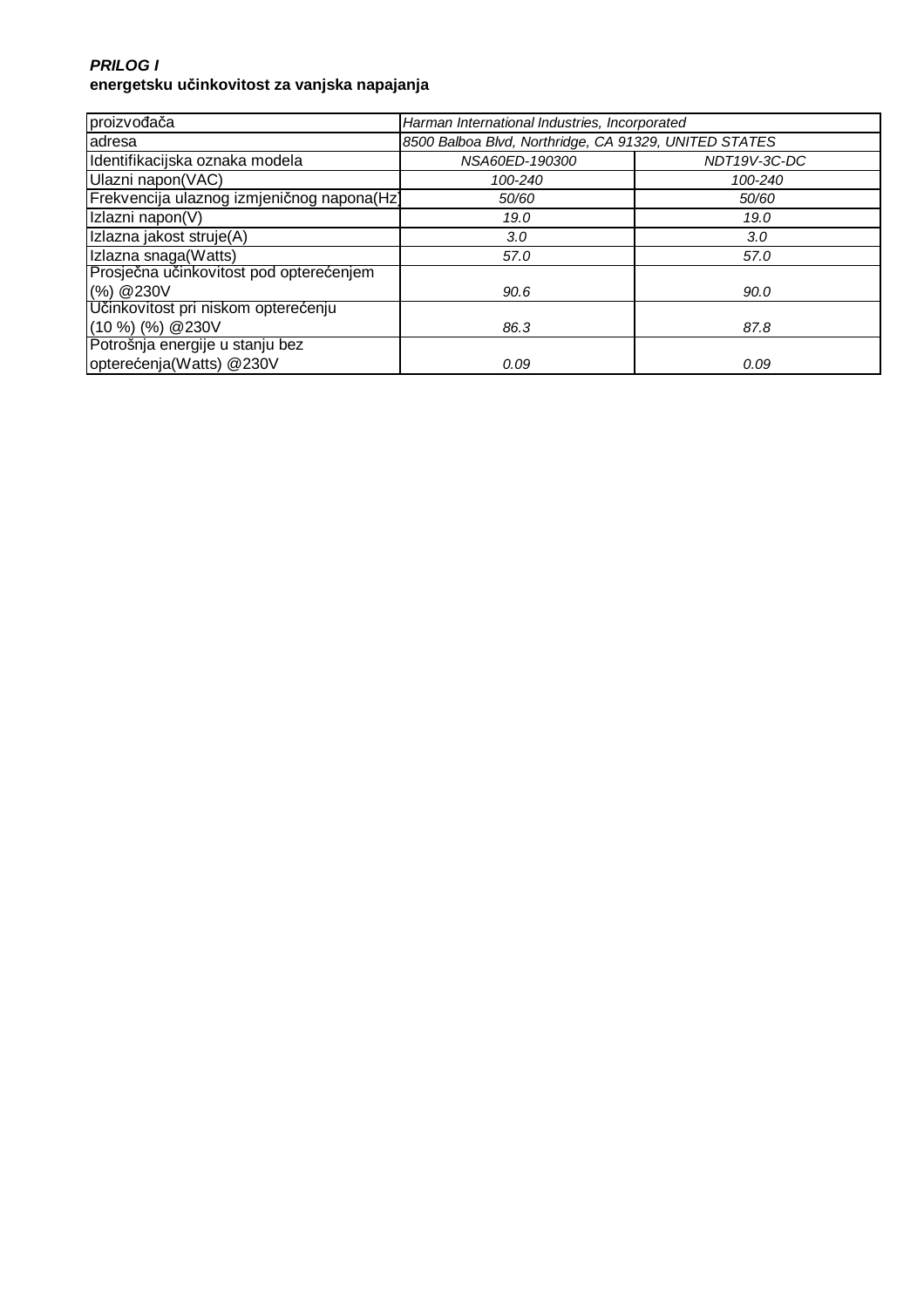***PRILOG I***
**energetsku učinkovitost za vanjska napajanja**

| proizvođača | *Harman International Industries, Incorporated* | |
|---|---|---|
| adresa | *8500 Balboa Blvd, Northridge, CA 91329, UNITED STATES* | |
| Identifikacijska oznaka modela | *NSA60ED-190300* | *NDT19V-3C-DC* |
| Ulazni napon(VAC) | *100-240* | *100-240* |
| Frekvencija ulaznog izmjeničnog napona(Hz) | *50/60* | *50/60* |
| Izlazni napon(V) | *19.0* | *19.0* |
| Izlazna jakost struje(A) | *3.0* | *3.0* |
| Izlazna snaga(Watts) | *57.0* | *57.0* |
| Prosječna učinkovitost pod opterećenjem (%) @230V | *90.6* | *90.0* |
| Učinkovitost pri niskom opterećenju (10 %) (%) @230V | *86.3* | *87.8* |
| Potrošnja energije u stanju bez opterećenja(Watts) @230V | *0.09* | *0.09* |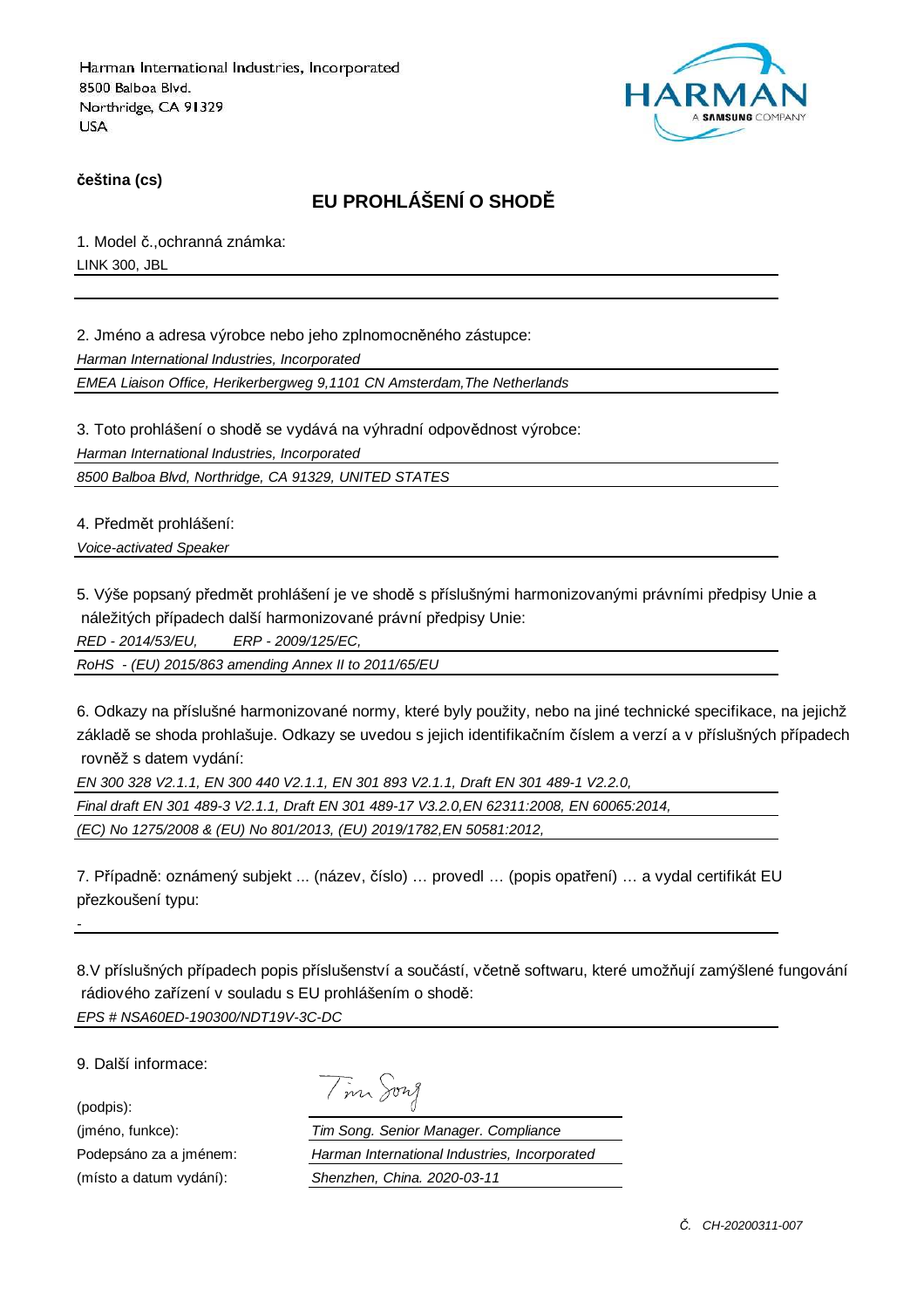Harman International Industries, Incorporated
8500 Balboa Blvd.
Northridge, CA 91329
USA

HARMAN A SAMSUNG COMPANY

**čeština (cs)**

## EU PROHLÁŠENÍ O SHODĚ

1. Model č.,ochranná známka:

LINK 300, JBL

2. Jméno a adresa výrobce nebo jeho zplnomocněného zástupce:

*Harman International Industries, Incorporated*

*EMEA Liaison Office, Herikerbergweg 9,1101 CN Amsterdam,The Netherlands*

3. Toto prohlášení o shodě se vydává na výhradní odpovědnost výrobce:

*Harman International Industries, Incorporated*

*8500 Balboa Blvd, Northridge, CA 91329, UNITED STATES*

4. Předmět prohlášení:

*Voice-activated Speaker*

5. Výše popsaný předmět prohlášení je ve shodě s příslušnými harmonizovanými právními předpisy Unie a náležitých případech další harmonizované právní předpisy Unie:

*RED - 2014/53/EU, ERP - 2009/125/EC,*

*RoHS - (EU) 2015/863 amending Annex II to 2011/65/EU*

6. Odkazy na příslušné harmonizované normy, které byly použity, nebo na jiné technické specifikace, na jejichž základě se shoda prohlašuje. Odkazy se uvedou s jejich identifikačním číslem a verzí a v příslušných případech rovněž s datem vydání:

*EN 300 328 V2.1.1, EN 300 440 V2.1.1, EN 301 893 V2.1.1, Draft EN 301 489-1 V2.2.0,*

*Final draft EN 301 489-3 V2.1.1, Draft EN 301 489-17 V3.2.0,EN 62311:2008, EN 60065:2014,*

*(EC) No 1275/2008 & (EU) No 801/2013, (EU) 2019/1782,EN 50581:2012,*

7. Případně: oznámený subjekt ... (název, číslo) … provedl … (popis opatření) … a vydal certifikát EU přezkoušení typu:

-

8.V příslušných případech popis příslušenství a součástí, včetně softwaru, které umožňují zamýšlené fungování rádiového zařízení v souladu s EU prohlášením o shodě:

*EPS # NSA60ED-190300/NDT19V-3C-DC*

9. Další informace:

(podpis): Tim Song

(jméno, funkce): *Tim Song. Senior Manager. Compliance*

Podepsáno za a jménem: *Harman International Industries, Incorporated*

(místo a datum vydání): *Shenzhen, China. 2020-03-11*

*Č. CH-20200311-007*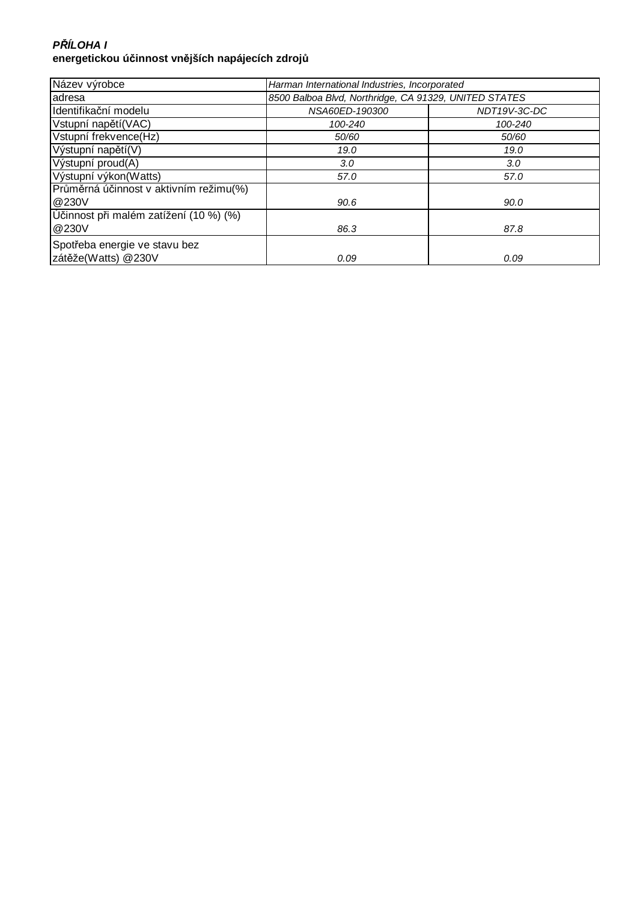***PŘÍLOHA I***
**energetickou účinnost vnějších napájecích zdrojů**

| Název výrobce | *Harman International Industries, Incorporated* | |
|---|---|---|
| adresa | *8500 Balboa Blvd, Northridge, CA 91329, UNITED STATES* | |
| Identifikační modelu | *NSA60ED-190300* | *NDT19V-3C-DC* |
| Vstupní napětí(VAC) | *100-240* | *100-240* |
| Vstupní frekvence(Hz) | *50/60* | *50/60* |
| Výstupní napětí(V) | *19.0* | *19.0* |
| Výstupní proud(A) | *3.0* | *3.0* |
| Výstupní výkon(Watts) | *57.0* | *57.0* |
| Průměrná účinnost v aktivním režimu(%) @230V | *90.6* | *90.0* |
| Účinnost při malém zatížení (10 %) (%) @230V | *86.3* | *87.8* |
| Spotřeba energie ve stavu bez zátěže(Watts) @230V | *0.09* | *0.09* |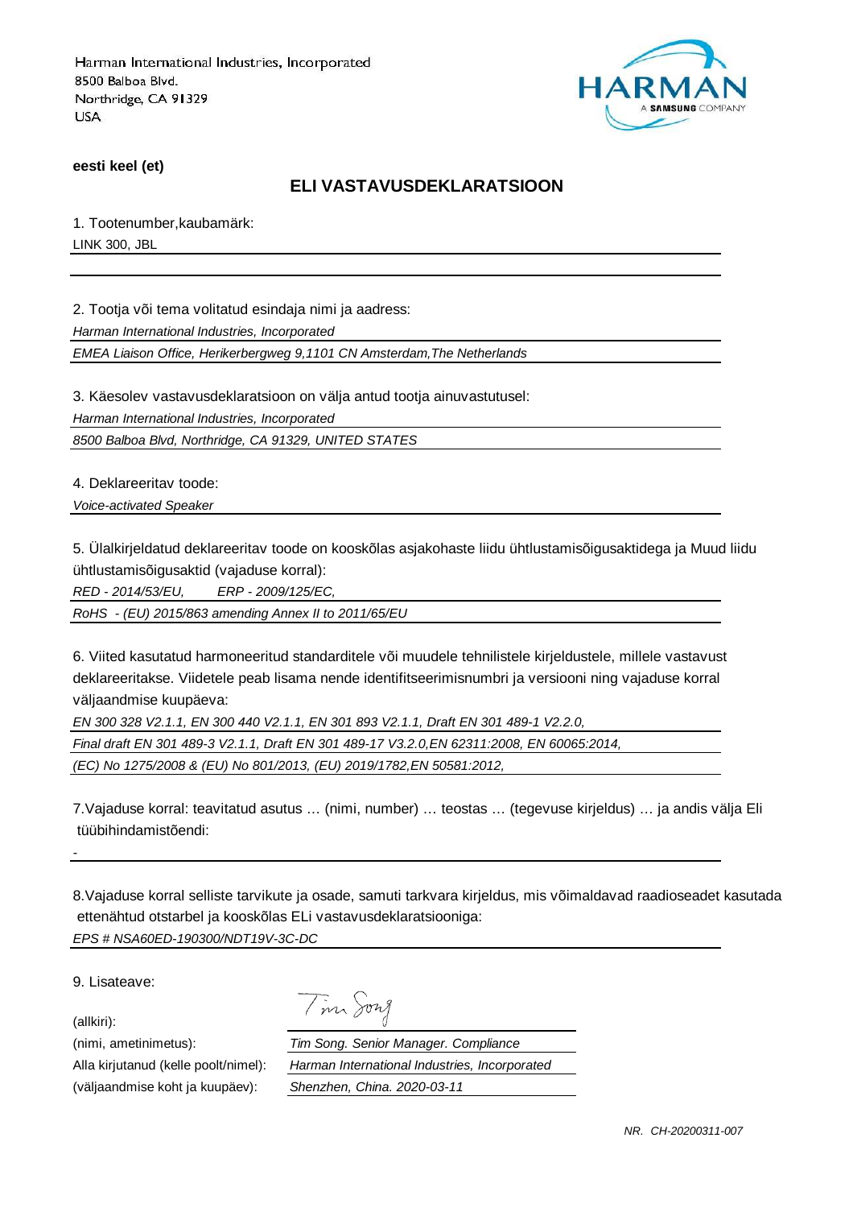Harman International Industries, Incorporated
8500 Balboa Blvd.
Northridge, CA 91329
USA

HARMAN A SAMSUNG COMPANY

**eesti keel (et)**

## ELI VASTAVUSDEKLARATSIOON

1. Tootenumber,kaubamärk:

LINK 300, JBL

2. Tootja või tema volitatud esindaja nimi ja aadress:

*Harman International Industries, Incorporated*

*EMEA Liaison Office, Herikerbergweg 9,1101 CN Amsterdam,The Netherlands*

3. Käesolev vastavusdeklaratsioon on välja antud tootja ainuvastutusel:

*Harman International Industries, Incorporated*

*8500 Balboa Blvd, Northridge, CA 91329, UNITED STATES*

4. Deklareeritav toode:

*Voice-activated Speaker*

5. Ülalkirjeldatud deklareeritav toode on kooskõlas asjakohaste liidu ühtlustamisõigusaktidega ja Muud liidu ühtlustamisõigusaktid (vajaduse korral):

*RED - 2014/53/EU, ERP - 2009/125/EC,*

*RoHS - (EU) 2015/863 amending Annex II to 2011/65/EU*

6. Viited kasutatud harmoneeritud standarditele või muudele tehnilistele kirjeldustele, millele vastavust deklareeritakse. Viidetele peab lisama nende identifitseerimisnumbri ja versiooni ning vajaduse korral väljaandmise kuupäeva:

*EN 300 328 V2.1.1, EN 300 440 V2.1.1, EN 301 893 V2.1.1, Draft EN 301 489-1 V2.2.0,*

*Final draft EN 301 489-3 V2.1.1, Draft EN 301 489-17 V3.2.0,EN 62311:2008, EN 60065:2014,*

*(EC) No 1275/2008 & (EU) No 801/2013, (EU) 2019/1782,EN 50581:2012,*

7.Vajaduse korral: teavitatud asutus … (nimi, number) … teostas … (tegevuse kirjeldus) … ja andis välja Eli tüübihindamistõendi:

-

8.Vajaduse korral selliste tarvikute ja osade, samuti tarkvara kirjeldus, mis võimaldavad raadioseadet kasutada ettenähtud otstarbel ja kooskõlas ELi vastavusdeklaratsiooniga:

*EPS # NSA60ED-190300/NDT19V-3C-DC*

9. Lisateave:

(allkiri): Tim Song

(nimi, ametinimetus): *Tim Song. Senior Manager. Compliance*

Alla kirjutanud (kelle poolt/nimel): *Harman International Industries, Incorporated*

(väljaandmise koht ja kuupäev): *Shenzhen, China. 2020-03-11*

*NR. CH-20200311-007*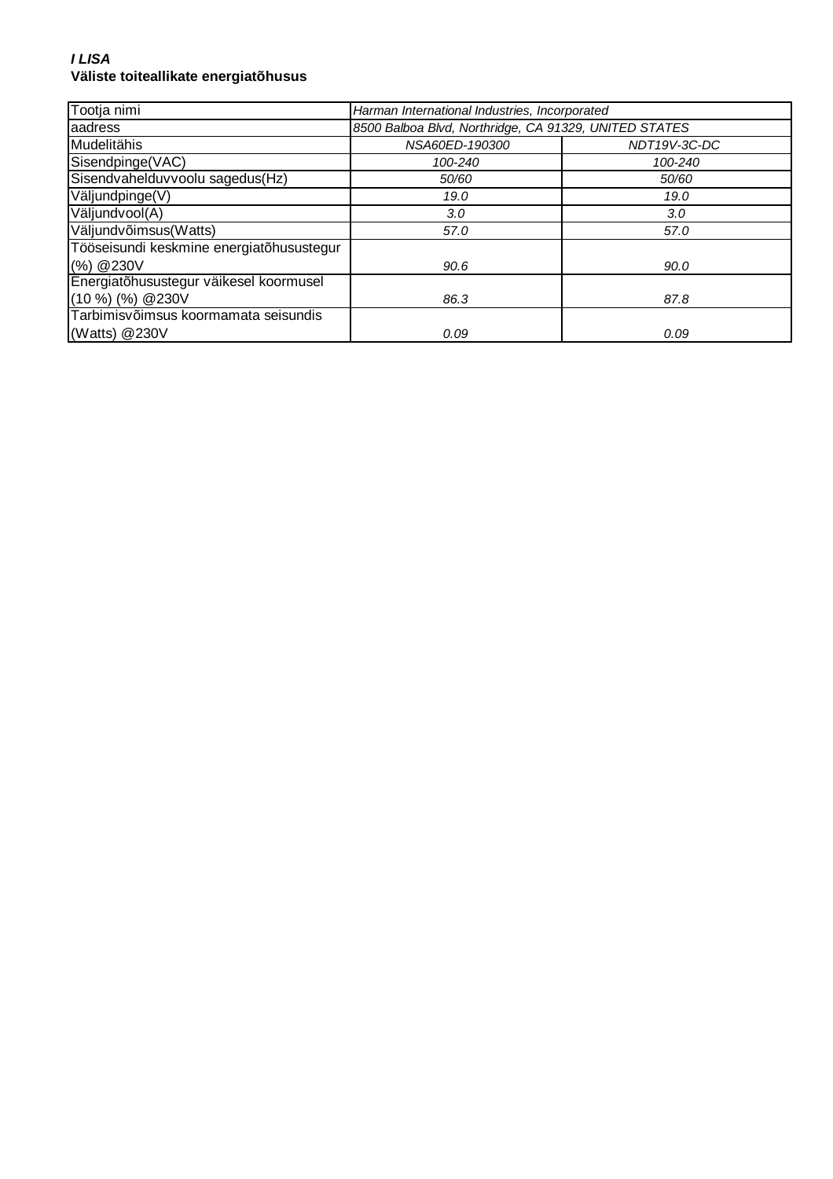***I LISA***

**Väliste toiteallikate energiatõhusus**

| Tootja nimi | *Harman International Industries, Incorporated* | |
|---|---|---|
| aadress | *8500 Balboa Blvd, Northridge, CA 91329, UNITED STATES* | |
| Mudelitähis | *NSA60ED-190300* | *NDT19V-3C-DC* |
| Sisendpinge(VAC) | *100-240* | *100-240* |
| Sisendvahelduvvoolu sagedus(Hz) | *50/60* | *50/60* |
| Väljundpinge(V) | *19.0* | *19.0* |
| Väljundvool(A) | *3.0* | *3.0* |
| Väljundvõimsus(Watts) | *57.0* | *57.0* |
| Tööseisundi keskmine energiatõhusustegur (%) @230V | *90.6* | *90.0* |
| Energiatõhusustegur väikesel koormusel (10 %) (%) @230V | *86.3* | *87.8* |
| Tarbimisvõimsus koormamata seisundis (Watts) @230V | *0.09* | *0.09* |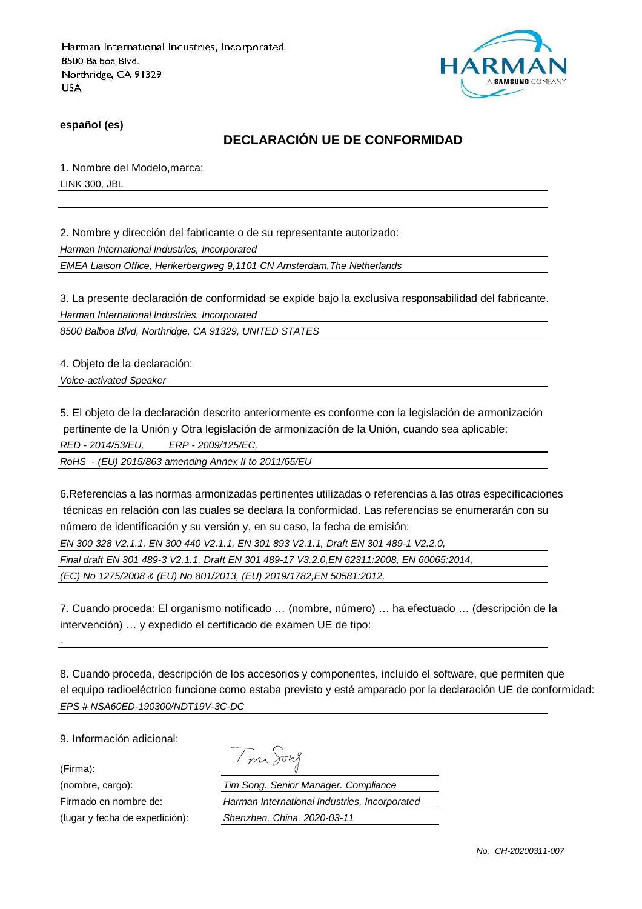Harman International Industries, Incorporated
8500 Balboa Blvd.
Northridge, CA 91329
USA

**español (es)**

## DECLARACIÓN UE DE CONFORMIDAD

1. Nombre del Modelo,marca:

LINK 300, JBL

2. Nombre y dirección del fabricante o de su representante autorizado:

*Harman International Industries, Incorporated*

*EMEA Liaison Office, Herikerbergweg 9,1101 CN Amsterdam,The Netherlands*

3. La presente declaración de conformidad se expide bajo la exclusiva responsabilidad del fabricante.

*Harman International Industries, Incorporated*

*8500 Balboa Blvd, Northridge, CA 91329, UNITED STATES*

4. Objeto de la declaración:

*Voice-activated Speaker*

5. El objeto de la declaración descrito anteriormente es conforme con la legislación de armonización pertinente de la Unión y Otra legislación de armonización de la Unión, cuando sea aplicable:

*RED - 2014/53/EU,      ERP - 2009/125/EC,*

*RoHS - (EU) 2015/863 amending Annex II to 2011/65/EU*

6.Referencias a las normas armonizadas pertinentes utilizadas o referencias a las otras especificaciones técnicas en relación con las cuales se declara la conformidad. Las referencias se enumerarán con su número de identificación y su versión y, en su caso, la fecha de emisión:

*EN 300 328 V2.1.1, EN 300 440 V2.1.1, EN 301 893 V2.1.1, Draft EN 301 489-1 V2.2.0,*

*Final draft EN 301 489-3 V2.1.1, Draft EN 301 489-17 V3.2.0,EN 62311:2008, EN 60065:2014,*

*(EC) No 1275/2008 & (EU) No 801/2013, (EU) 2019/1782,EN 50581:2012,*

7. Cuando proceda: El organismo notificado … (nombre, número) … ha efectuado … (descripción de la intervención) … y expedido el certificado de examen UE de tipo:

-

8. Cuando proceda, descripción de los accesorios y componentes, incluido el software, que permiten que el equipo radioeléctrico funcione como estaba previsto y esté amparado por la declaración UE de conformidad:

*EPS # NSA60ED-190300/NDT19V-3C-DC*

9. Información adicional:

(Firma):

(nombre, cargo): *Tim Song. Senior Manager. Compliance*

Firmado en nombre de: *Harman International Industries, Incorporated*

(lugar y fecha de expedición): *Shenzhen, China. 2020-03-11*

*No. CH-20200311-007*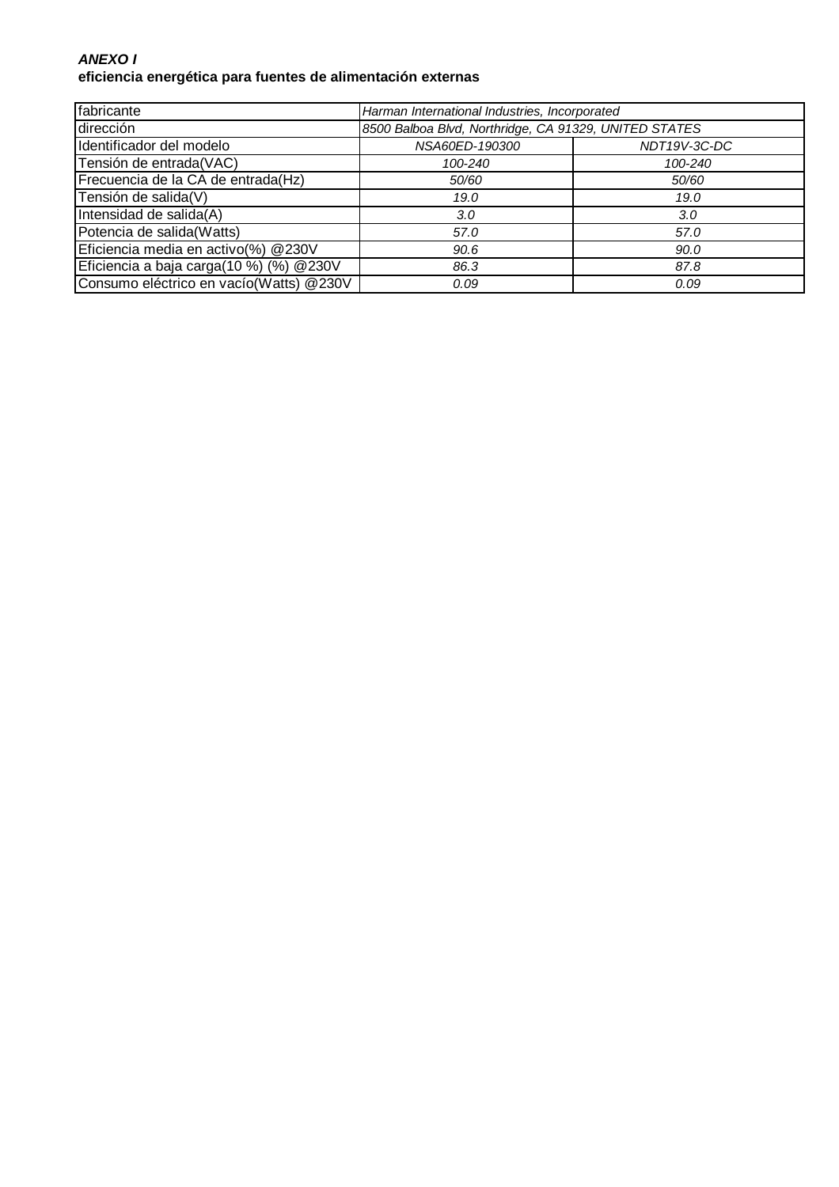***ANEXO I***
**eficiencia energética para fuentes de alimentación externas**

| fabricante | *Harman International Industries, Incorporated* | |
|---|---|---|
| dirección | *8500 Balboa Blvd, Northridge, CA 91329, UNITED STATES* | |
| Identificador del modelo | *NSA60ED-190300* | *NDT19V-3C-DC* |
| Tensión de entrada(VAC) | *100-240* | *100-240* |
| Frecuencia de la CA de entrada(Hz) | *50/60* | *50/60* |
| Tensión de salida(V) | *19.0* | *19.0* |
| Intensidad de salida(A) | *3.0* | *3.0* |
| Potencia de salida(Watts) | *57.0* | *57.0* |
| Eficiencia media en activo(%) @230V | *90.6* | *90.0* |
| Eficiencia a baja carga(10 %) (%) @230V | *86.3* | *87.8* |
| Consumo eléctrico en vacío(Watts) @230V | *0.09* | *0.09* |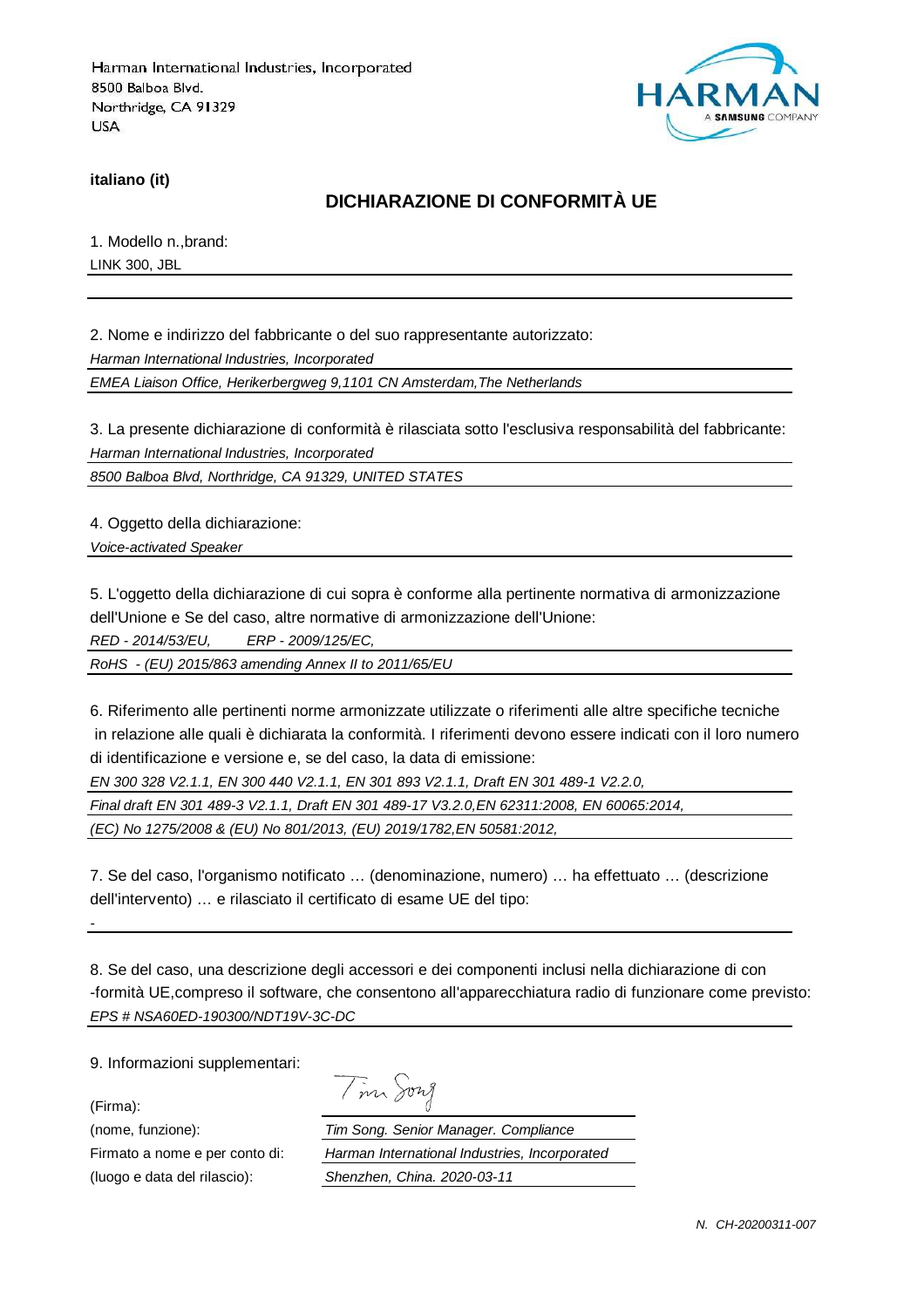Harman International Industries, Incorporated
8500 Balboa Blvd.
Northridge, CA 91329
USA

**italiano (it)**

## DICHIARAZIONE DI CONFORMITÀ UE

1. Modello n.,brand:

LINK 300, JBL

2. Nome e indirizzo del fabbricante o del suo rappresentante autorizzato:

*Harman International Industries, Incorporated*

*EMEA Liaison Office, Herikerbergweg 9,1101 CN Amsterdam,The Netherlands*

3. La presente dichiarazione di conformità è rilasciata sotto l'esclusiva responsabilità del fabbricante:

*Harman International Industries, Incorporated*

*8500 Balboa Blvd, Northridge, CA 91329, UNITED STATES*

4. Oggetto della dichiarazione:

*Voice-activated Speaker*

5. L'oggetto della dichiarazione di cui sopra è conforme alla pertinente normativa di armonizzazione dell'Unione e Se del caso, altre normative di armonizzazione dell'Unione:

*RED - 2014/53/EU, ERP - 2009/125/EC,*

*RoHS - (EU) 2015/863 amending Annex II to 2011/65/EU*

6. Riferimento alle pertinenti norme armonizzate utilizzate o riferimenti alle altre specifiche tecniche in relazione alle quali è dichiarata la conformità. I riferimenti devono essere indicati con il loro numero di identificazione e versione e, se del caso, la data di emissione:

*EN 300 328 V2.1.1, EN 300 440 V2.1.1, EN 301 893 V2.1.1, Draft EN 301 489-1 V2.2.0,*

*Final draft EN 301 489-3 V2.1.1, Draft EN 301 489-17 V3.2.0,EN 62311:2008, EN 60065:2014,*

*(EC) No 1275/2008 & (EU) No 801/2013, (EU) 2019/1782,EN 50581:2012,*

7. Se del caso, l'organismo notificato … (denominazione, numero) … ha effettuato … (descrizione dell'intervento) … e rilasciato il certificato di esame UE del tipo:

-

8. Se del caso, una descrizione degli accessori e dei componenti inclusi nella dichiarazione di con -formità UE,compreso il software, che consentono all'apparecchiatura radio di funzionare come previsto:

*EPS # NSA60ED-190300/NDT19V-3C-DC*

9. Informazioni supplementari:

(Firma): Tim Song

(nome, funzione): *Tim Song. Senior Manager. Compliance*

Firmato a nome e per conto di: *Harman International Industries, Incorporated*

(luogo e data del rilascio): *Shenzhen, China. 2020-03-11*

*N. CH-20200311-007*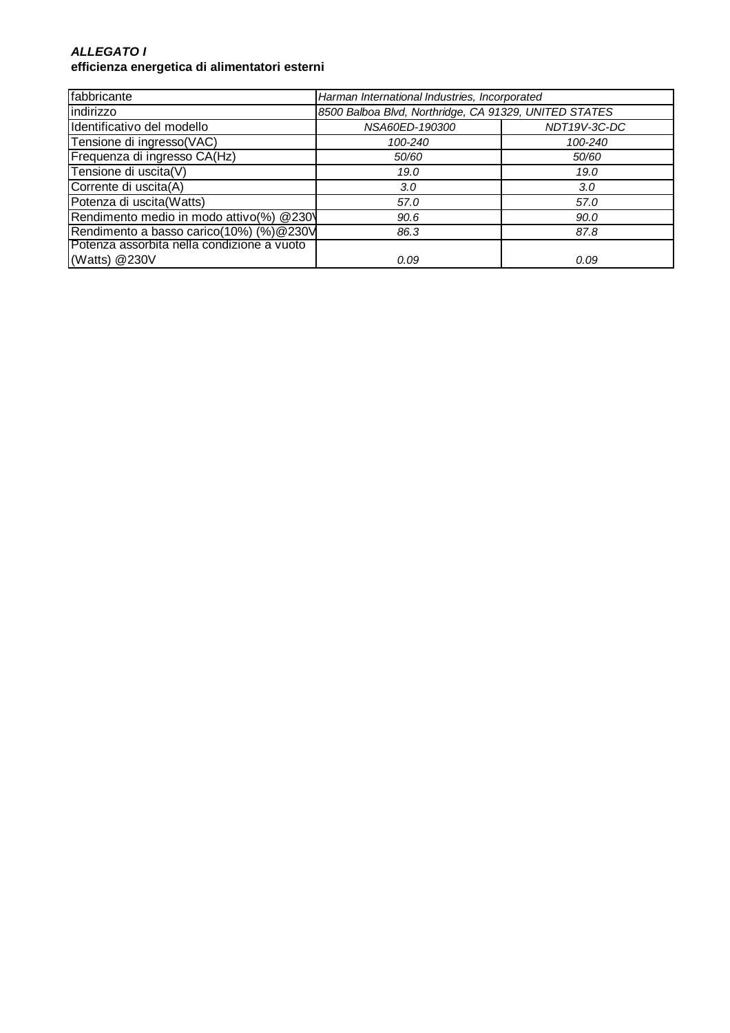***ALLEGATO I***
**efficienza energetica di alimentatori esterni**

| fabbricante | *Harman International Industries, Incorporated* | |
|---|---|---|
| indirizzo | *8500 Balboa Blvd, Northridge, CA 91329, UNITED STATES* | |
| Identificativo del modello | *NSA60ED-190300* | *NDT19V-3C-DC* |
| Tensione di ingresso(VAC) | *100-240* | *100-240* |
| Frequenza di ingresso CA(Hz) | *50/60* | *50/60* |
| Tensione di uscita(V) | *19.0* | *19.0* |
| Corrente di uscita(A) | *3.0* | *3.0* |
| Potenza di uscita(Watts) | *57.0* | *57.0* |
| Rendimento medio in modo attivo(%) @230V | *90.6* | *90.0* |
| Rendimento a basso carico(10%) (%)@230V | *86.3* | *87.8* |
| Potenza assorbita nella condizione a vuoto (Watts) @230V | *0.09* | *0.09* |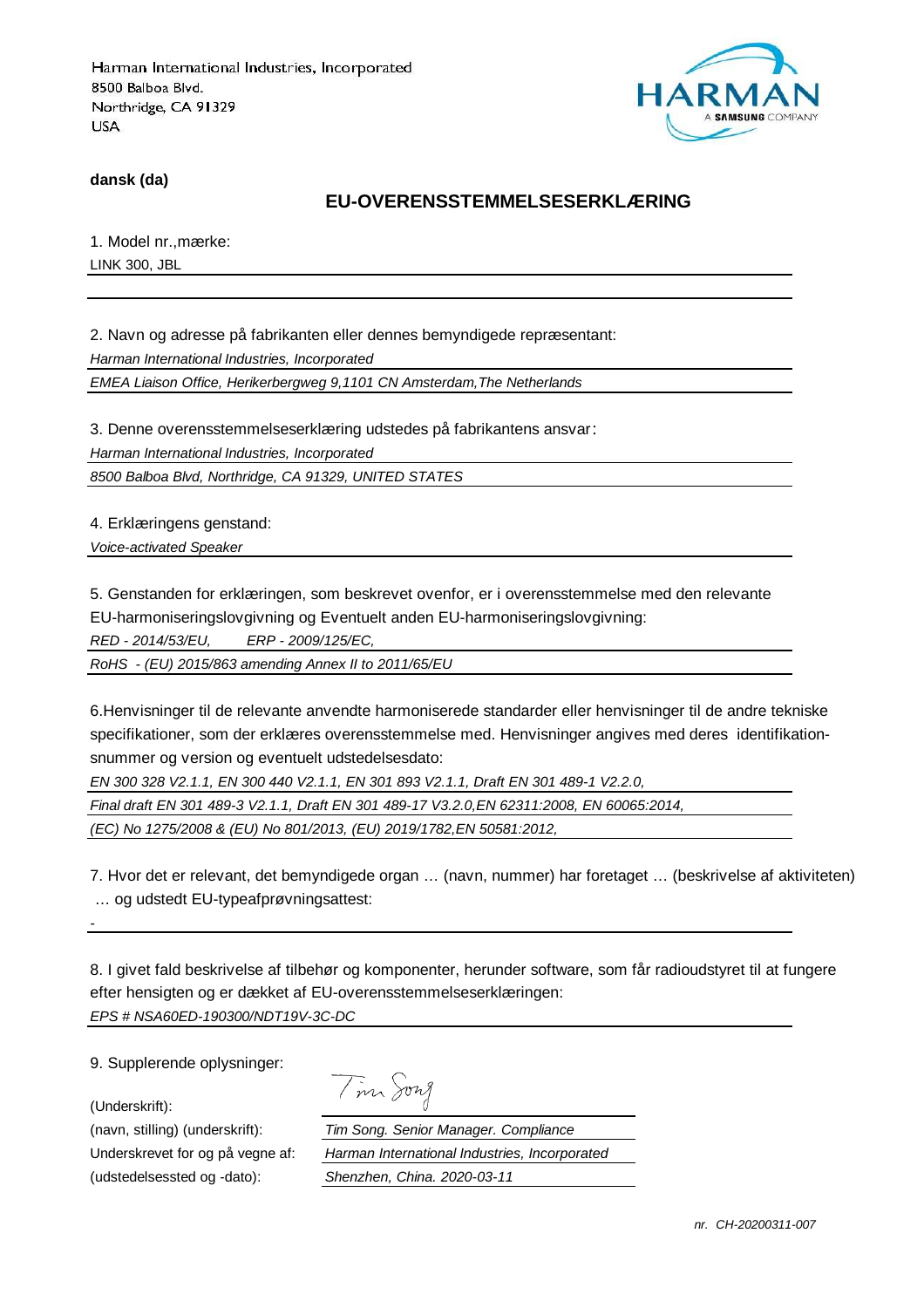Harman International Industries, Incorporated
8500 Balboa Blvd.
Northridge, CA 91329
USA

**dansk (da)**

## EU-OVERENSSTEMMELSESERKLÆRING

1. Model nr.,mærke:

LINK 300, JBL

2. Navn og adresse på fabrikanten eller dennes bemyndigede repræsentant:

*Harman International Industries, Incorporated*

*EMEA Liaison Office, Herikerbergweg 9,1101 CN Amsterdam,The Netherlands*

3. Denne overensstemmelseserklæring udstedes på fabrikantens ansvar:

*Harman International Industries, Incorporated*

*8500 Balboa Blvd, Northridge, CA 91329, UNITED STATES*

4. Erklæringens genstand:

*Voice-activated Speaker*

5. Genstanden for erklæringen, som beskrevet ovenfor, er i overensstemmelse med den relevante EU-harmoniseringslovgivning og Eventuelt anden EU-harmoniseringslovgivning:

*RED - 2014/53/EU, ERP - 2009/125/EC,*

*RoHS - (EU) 2015/863 amending Annex II to 2011/65/EU*

6.Henvisninger til de relevante anvendte harmoniserede standarder eller henvisninger til de andre tekniske specifikationer, som der erklæres overensstemmelse med. Henvisninger angives med deres identifikation-snummer og version og eventuelt udstedelsesdato:

*EN 300 328 V2.1.1, EN 300 440 V2.1.1, EN 301 893 V2.1.1, Draft EN 301 489-1 V2.2.0,*

*Final draft EN 301 489-3 V2.1.1, Draft EN 301 489-17 V3.2.0,EN 62311:2008, EN 60065:2014,*

*(EC) No 1275/2008 & (EU) No 801/2013, (EU) 2019/1782,EN 50581:2012,*

7. Hvor det er relevant, det bemyndigede organ … (navn, nummer) har foretaget … (beskrivelse af aktiviteten) … og udstedt EU-typeafprøvningsattest:

-

8. I givet fald beskrivelse af tilbehør og komponenter, herunder software, som får radioudstyret til at fungere efter hensigten og er dækket af EU-overensstemmelseserklæringen:

*EPS # NSA60ED-190300/NDT19V-3C-DC*

9. Supplerende oplysninger:

(Underskrift): Tim Song

(navn, stilling) (underskrift): *Tim Song. Senior Manager. Compliance*

Underskrevet for og på vegne af: *Harman International Industries, Incorporated*

(udstedelsessted og -dato): *Shenzhen, China. 2020-03-11*

*nr. CH-20200311-007*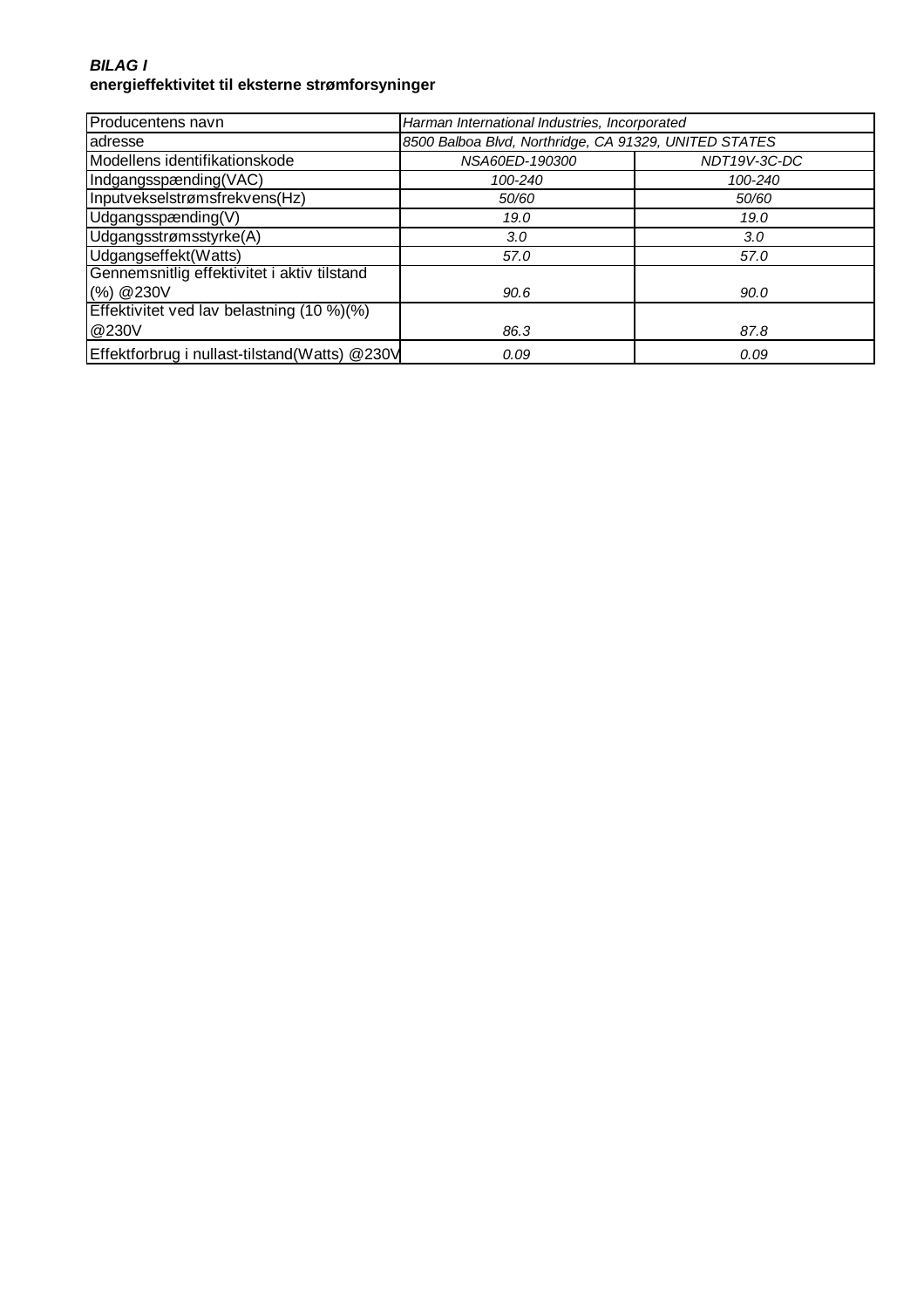***BILAG I***
**energieffektivitet til eksterne strømforsyninger**

| Producentens navn | *Harman International Industries, Incorporated* | |
|---|---|---|
| adresse | *8500 Balboa Blvd, Northridge, CA 91329, UNITED STATES* | |
| Modellens identifikationskode | *NSA60ED-190300* | *NDT19V-3C-DC* |
| Indgangsspænding(VAC) | *100-240* | *100-240* |
| Inputvekselstrømsfrekvens(Hz) | *50/60* | *50/60* |
| Udgangsspænding(V) | *19.0* | *19.0* |
| Udgangsstrømsstyrke(A) | *3.0* | *3.0* |
| Udgangseffekt(Watts) | *57.0* | *57.0* |
| Gennemsnitlig effektivitet i aktiv tilstand (%) @230V | *90.6* | *90.0* |
| Effektivitet ved lav belastning (10 %)(%) @230V | *86.3* | *87.8* |
| Effektforbrug i nullast-tilstand(Watts) @230V | *0.09* | *0.09* |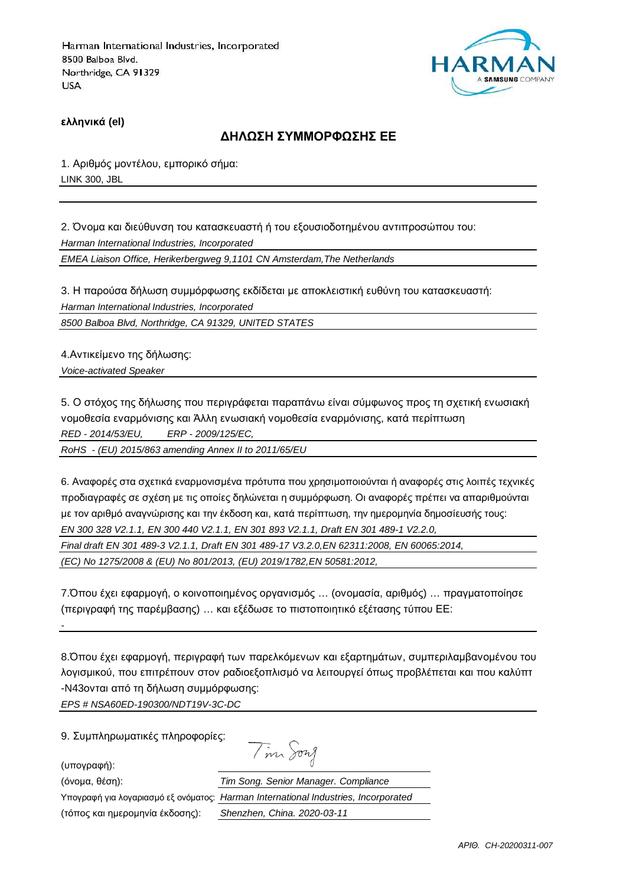Harman International Industries, Incorporated
8500 Balboa Blvd.
Northridge, CA 91329
USA

HARMAN
A SAMSUNG COMPANY

**ελληνικά (el)**

## ΔΗΛΩΣΗ ΣΥΜΜΟΡΦΩΣΗΣ ΕΕ

1. Αριθμός μοντέλου, εμπορικό σήμα:
LINK 300, JBL

2. Όνομα και διεύθυνση του κατασκευαστή ή του εξουσιοδοτημένου αντιπροσώπου του:
*Harman International Industries, Incorporated*
*EMEA Liaison Office, Herikerbergweg 9,1101 CN Amsterdam,The Netherlands*

3. Η παρούσα δήλωση συμμόρφωσης εκδίδεται με αποκλειστική ευθύνη του κατασκευαστή:
*Harman International Industries, Incorporated*
*8500 Balboa Blvd, Northridge, CA 91329, UNITED STATES*

4.Αντικείμενο της δήλωσης:
*Voice-activated Speaker*

5. Ο στόχος της δήλωσης που περιγράφεται παραπάνω είναι σύμφωνος προς τη σχετική ενωσιακή νομοθεσία εναρμόνισης και Άλλη ενωσιακή νομοθεσία εναρμόνισης, κατά περίπτωση
*RED - 2014/53/EU, ERP - 2009/125/EC,*
*RoHS - (EU) 2015/863 amending Annex II to 2011/65/EU*

6. Αναφορές στα σχετικά εναρμονισμένα πρότυπα που χρησιμοποιούνται ή αναφορές στις λοιπές τεχνικές προδιαγραφές σε σχέση με τις οποίες δηλώνεται η συμμόρφωση. Οι αναφορές πρέπει να απαριθμούνται με τον αριθμό αναγνώρισης και την έκδοση και, κατά περίπτωση, την ημερομηνία δημοσίευσής τους:
*EN 300 328 V2.1.1, EN 300 440 V2.1.1, EN 301 893 V2.1.1, Draft EN 301 489-1 V2.2.0,*
*Final draft EN 301 489-3 V2.1.1, Draft EN 301 489-17 V3.2.0,EN 62311:2008, EN 60065:2014,*
*(EC) No 1275/2008 & (EU) No 801/2013, (EU) 2019/1782,EN 50581:2012,*

7.Όπου έχει εφαρμογή, ο κοινοποιημένος οργανισμός … (ονομασία, αριθμός) … πραγματοποίησε (περιγραφή της παρέμβασης) … και εξέδωσε το πιστοποιητικό εξέτασης τύπου ΕΕ:
-

8.Όπου έχει εφαρμογή, περιγραφή των παρελκόμενων και εξαρτημάτων, συμπεριλαμβανομένου του λογισμικού, που επιτρέπουν στον ραδιοεξοπλισμό να λειτουργεί όπως προβλέπεται και που καλύπτ -N43ονται από τη δήλωση συμμόρφωσης:
*EPS # NSA60ED-190300/NDT19V-3C-DC*

9. Συμπληρωματικές πληροφορίες:

| | |
|---|---|
| (υπογραφή): | Tim Song |
| (όνομα, θέση): | *Tim Song. Senior Manager. Compliance* |
| Υπογραφή για λογαριασμό εξ ονόματος: | *Harman International Industries, Incorporated* |
| (τόπος και ημερομηνία έκδοσης): | *Shenzhen, China. 2020-03-11* |

*ΑΡΙΘ. CH-20200311-007*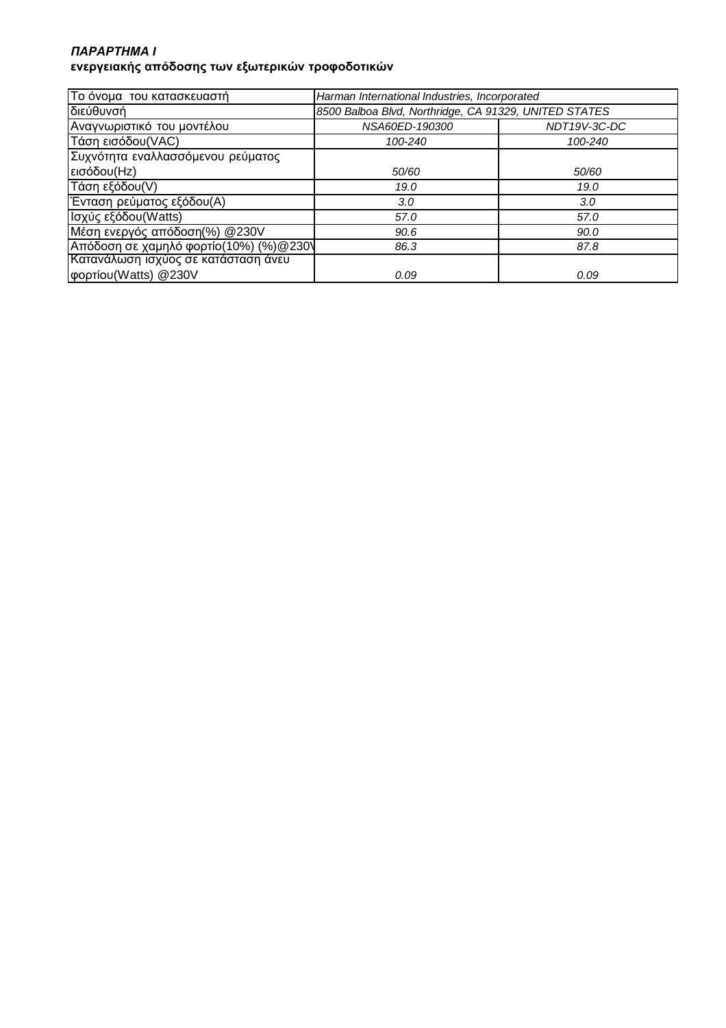***ΠΑΡΑΡΤΗΜΑ I***

**ενεργειακής απόδοσης των εξωτερικών τροφοδοτικών**

| Το όνομα του κατασκευαστή | *Harman International Industries, Incorporated* | |
|---|---|---|
| διεύθυνσή | *8500 Balboa Blvd, Northridge, CA 91329, UNITED STATES* | |
| Αναγνωριστικό του μοντέλου | *NSA60ED-190300* | *NDT19V-3C-DC* |
| Τάση εισόδου(VAC) | *100-240* | *100-240* |
| Συχνότητα εναλλασσόμενου ρεύματος εισόδου(Hz) | *50/60* | *50/60* |
| Τάση εξόδου(V) | *19.0* | *19.0* |
| Ένταση ρεύματος εξόδου(A) | *3.0* | *3.0* |
| Ισχύς εξόδου(Watts) | *57.0* | *57.0* |
| Μέση ενεργός απόδοση(%) @230V | *90.6* | *90.0* |
| Απόδοση σε χαμηλό φορτίο(10%) (%)@230V | *86.3* | *87.8* |
| Κατανάλωση ισχύος σε κατάσταση άνευ φορτίου(Watts) @230V | *0.09* | *0.09* |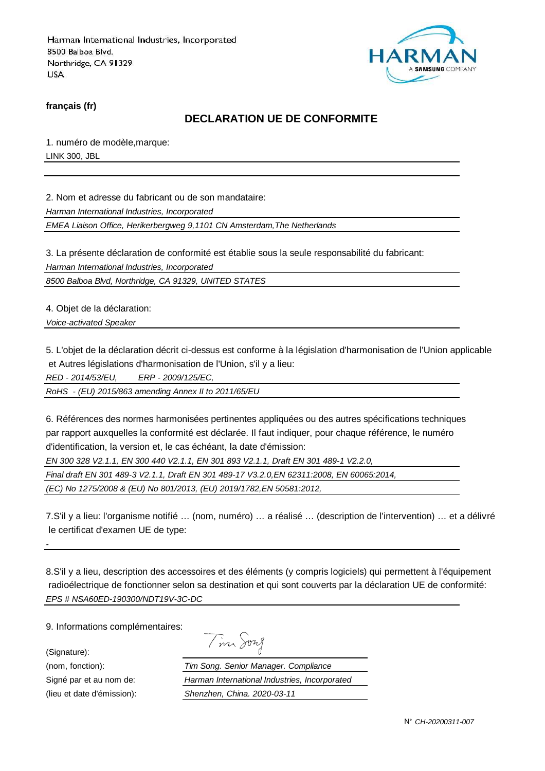Harman International Industries, Incorporated
8500 Balboa Blvd.
Northridge, CA 91329
USA

HARMAN
A SAMSUNG COMPANY

**français (fr)**

## DECLARATION UE DE CONFORMITE

1. numéro de modèle,marque:

LINK 300, JBL

2. Nom et adresse du fabricant ou de son mandataire:

*Harman International Industries, Incorporated*

*EMEA Liaison Office, Herikerbergweg 9,1101 CN Amsterdam,The Netherlands*

3. La présente déclaration de conformité est établie sous la seule responsabilité du fabricant:

*Harman International Industries, Incorporated*

*8500 Balboa Blvd, Northridge, CA 91329, UNITED STATES*

4. Objet de la déclaration:

*Voice-activated Speaker*

5. L'objet de la déclaration décrit ci-dessus est conforme à la législation d'harmonisation de l'Union applicable et Autres législations d'harmonisation de l'Union, s'il y a lieu:

*RED - 2014/53/EU, ERP - 2009/125/EC,*

*RoHS - (EU) 2015/863 amending Annex II to 2011/65/EU*

6. Références des normes harmonisées pertinentes appliquées ou des autres spécifications techniques par rapport auxquelles la conformité est déclarée. Il faut indiquer, pour chaque référence, le numéro d'identification, la version et, le cas échéant, la date d'émission:

*EN 300 328 V2.1.1, EN 300 440 V2.1.1, EN 301 893 V2.1.1, Draft EN 301 489-1 V2.2.0,*

*Final draft EN 301 489-3 V2.1.1, Draft EN 301 489-17 V3.2.0,EN 62311:2008, EN 60065:2014,*

*(EC) No 1275/2008 & (EU) No 801/2013, (EU) 2019/1782,EN 50581:2012,*

7.S'il y a lieu: l'organisme notifié … (nom, numéro) … a réalisé … (description de l'intervention) … et a délivré le certificat d'examen UE de type:

-

8.S'il y a lieu, description des accessoires et des éléments (y compris logiciels) qui permettent à l'équipement radioélectrique de fonctionner selon sa destination et qui sont couverts par la déclaration UE de conformité:

*EPS # NSA60ED-190300/NDT19V-3C-DC*

9. Informations complémentaires:

| | |
|---|---|
| (Signature): | Tim Song |
| (nom, fonction): | *Tim Song. Senior Manager. Compliance* |
| Signé par et au nom de: | *Harman International Industries, Incorporated* |
| (lieu et date d'émission): | *Shenzhen, China. 2020-03-11* |

N° *CH-20200311-007*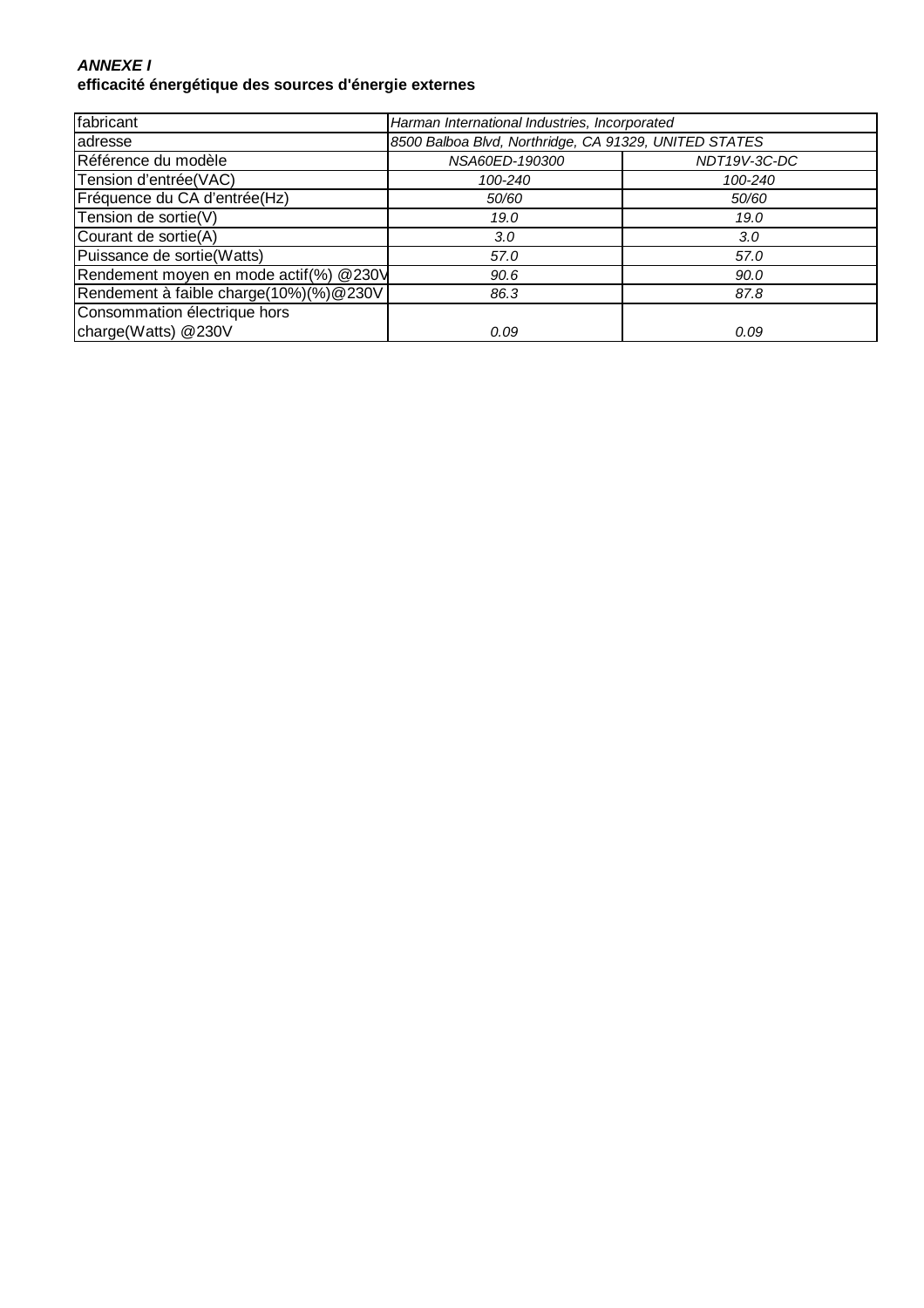***ANNEXE I***
**efficacité énergétique des sources d'énergie externes**

| fabricant | *Harman International Industries, Incorporated* | |
|---|---|---|
| adresse | *8500 Balboa Blvd, Northridge, CA 91329, UNITED STATES* | |
| Référence du modèle | *NSA60ED-190300* | *NDT19V-3C-DC* |
| Tension d'entrée(VAC) | *100-240* | *100-240* |
| Fréquence du CA d'entrée(Hz) | *50/60* | *50/60* |
| Tension de sortie(V) | *19.0* | *19.0* |
| Courant de sortie(A) | *3.0* | *3.0* |
| Puissance de sortie(Watts) | *57.0* | *57.0* |
| Rendement moyen en mode actif(%) @230V | *90.6* | *90.0* |
| Rendement à faible charge(10%)(%)@230V | *86.3* | *87.8* |
| Consommation électrique hors charge(Watts) @230V | *0.09* | *0.09* |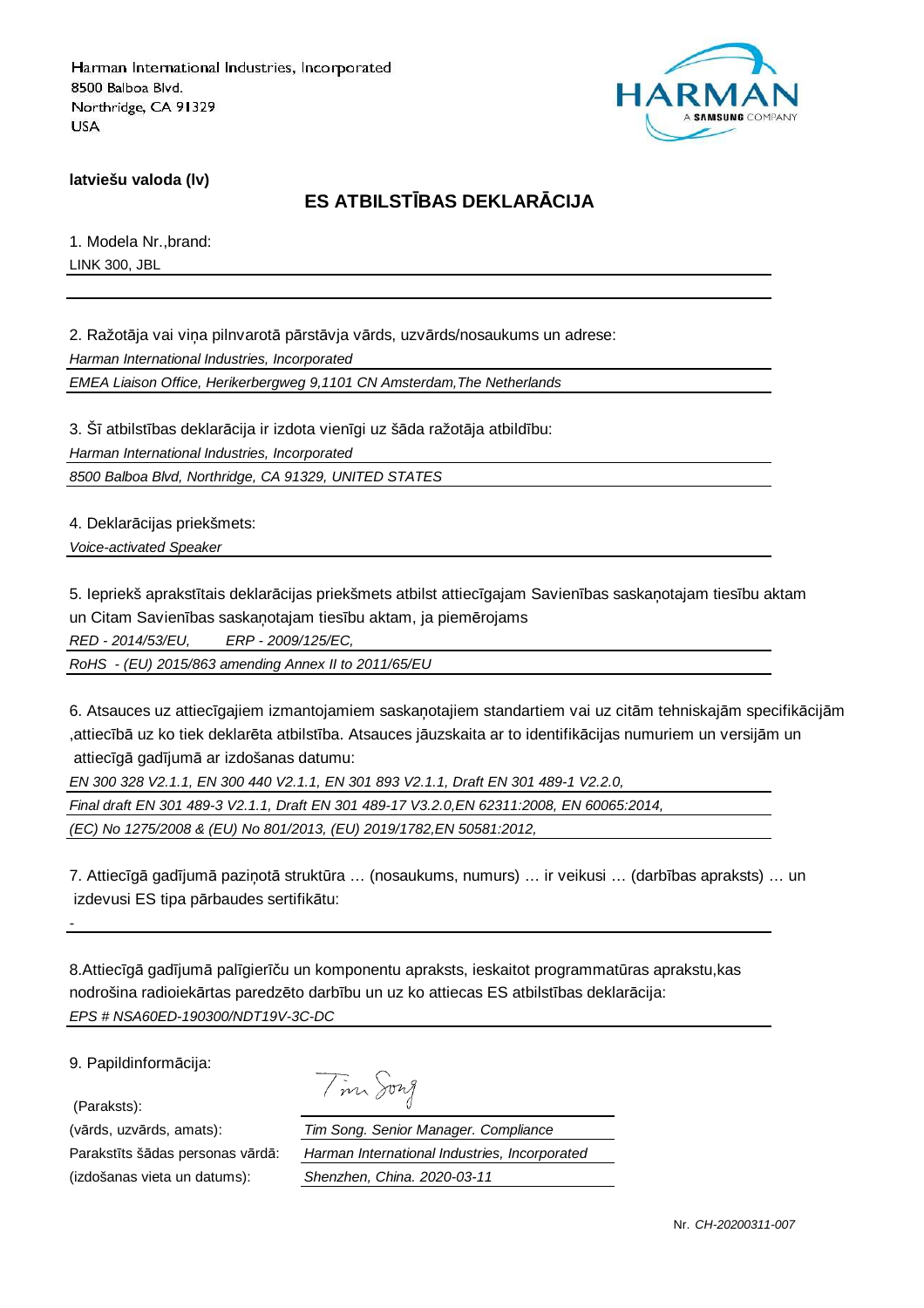Harman International Industries, Incorporated
8500 Balboa Blvd.
Northridge, CA 91329
USA

**latviešu valoda (lv)**

## ES ATBILSTĪBAS DEKLARĀCIJA

1. Modela Nr.,brand:

LINK 300, JBL

2. Ražotāja vai viņa pilnvarotā pārstāvja vārds, uzvārds/nosaukums un adrese:

*Harman International Industries, Incorporated*

*EMEA Liaison Office, Herikerbergweg 9,1101 CN Amsterdam,The Netherlands*

3. Šī atbilstības deklarācija ir izdota vienīgi uz šāda ražotāja atbildību:

*Harman International Industries, Incorporated*

*8500 Balboa Blvd, Northridge, CA 91329, UNITED STATES*

4. Deklarācijas priekšmets:

*Voice-activated Speaker*

5. Iepriekš aprakstītais deklarācijas priekšmets atbilst attiecīgajam Savienības saskaņotajam tiesību aktam un Citam Savienības saskaņotajam tiesību aktam, ja piemērojams

*RED - 2014/53/EU, ERP - 2009/125/EC,*

*RoHS - (EU) 2015/863 amending Annex II to 2011/65/EU*

6. Atsauces uz attiecīgajiem izmantojamiem saskaņotajiem standartiem vai uz citām tehniskajām specifikācijām ,attiecībā uz ko tiek deklarēta atbilstība. Atsauces jāuzskaita ar to identifikācijas numuriem un versijām un attiecīgā gadījumā ar izdošanas datumu:

*EN 300 328 V2.1.1, EN 300 440 V2.1.1, EN 301 893 V2.1.1, Draft EN 301 489-1 V2.2.0,*

*Final draft EN 301 489-3 V2.1.1, Draft EN 301 489-17 V3.2.0,EN 62311:2008, EN 60065:2014,*

*(EC) No 1275/2008 & (EU) No 801/2013, (EU) 2019/1782,EN 50581:2012,*

7. Attiecīgā gadījumā paziņotā struktūra … (nosaukums, numurs) … ir veikusi … (darbības apraksts) … un izdevusi ES tipa pārbaudes sertifikātu:

-

8.Attiecīgā gadījumā palīgierīču un komponentu apraksts, ieskaitot programmatūras aprakstu,kas nodrošina radioiekārtas paredzēto darbību un uz ko attiecas ES atbilstības deklarācija:

*EPS # NSA60ED-190300/NDT19V-3C-DC*

9. Papildinformācija:

(Paraksts): Tim Song

(vārds, uzvārds, amats): *Tim Song. Senior Manager. Compliance*

Parakstīts šādas personas vārdā: *Harman International Industries, Incorporated*

(izdošanas vieta un datums): *Shenzhen, China. 2020-03-11*

Nr. *CH-20200311-007*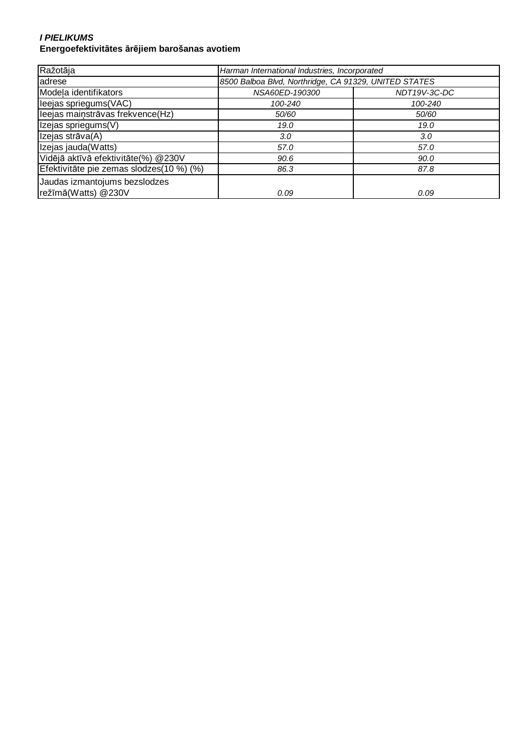***I PIELIKUMS***

**Energoefektivitātes ārējiem barošanas avotiem**

| Ražotāja | *Harman International Industries, Incorporated* | |
|---|---|---|
| adrese | *8500 Balboa Blvd, Northridge, CA 91329, UNITED STATES* | |
| Modeļa identifikators | *NSA60ED-190300* | *NDT19V-3C-DC* |
| Ieejas spriegums(VAC) | *100-240* | *100-240* |
| Ieejas maiņstrāvas frekvence(Hz) | *50/60* | *50/60* |
| Izejas spriegums(V) | *19.0* | *19.0* |
| Izejas strāva(A) | *3.0* | *3.0* |
| Izejas jauda(Watts) | *57.0* | *57.0* |
| Vidējā aktīvā efektivitāte(%) @230V | *90.6* | *90.0* |
| Efektivitāte pie zemas slodzes(10 %) (%) | *86.3* | *87.8* |
| Jaudas izmantojums bezslodzes režīmā(Watts) @230V | *0.09* | *0.09* |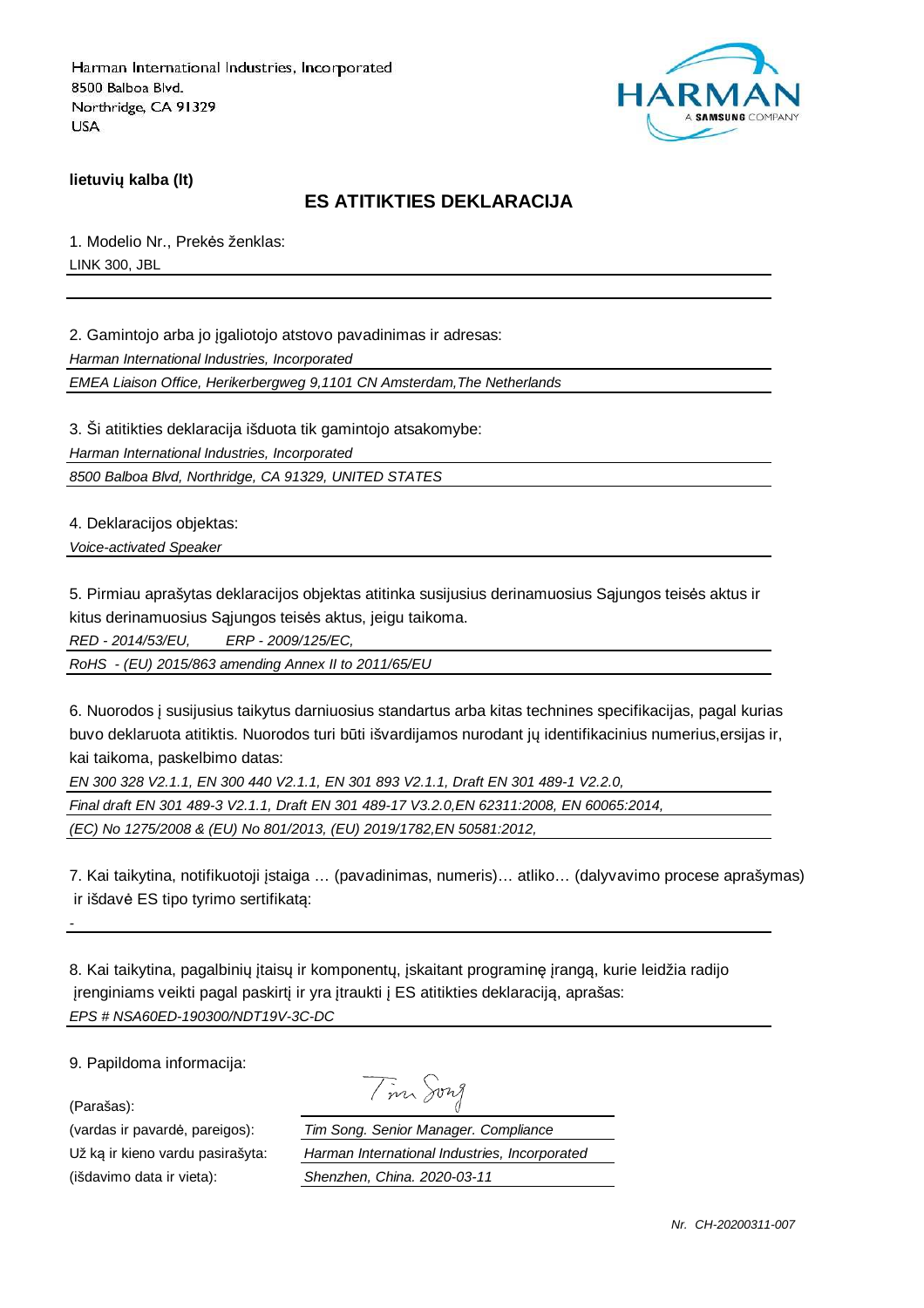Harman International Industries, Incorporated
8500 Balboa Blvd.
Northridge, CA 91329
USA

HARMAN
A SAMSUNG COMPANY

**lietuvių kalba (lt)**

## ES ATITIKTIES DEKLARACIJA

1. Modelio Nr., Prekės ženklas:

LINK 300, JBL

2. Gamintojo arba jo įgaliotojo atstovo pavadinimas ir adresas:

*Harman International Industries, Incorporated*

*EMEA Liaison Office, Herikerbergweg 9,1101 CN Amsterdam,The Netherlands*

3. Ši atitikties deklaracija išduota tik gamintojo atsakomybe:

*Harman International Industries, Incorporated*

*8500 Balboa Blvd, Northridge, CA 91329, UNITED STATES*

4. Deklaracijos objektas:

*Voice-activated Speaker*

5. Pirmiau aprašytas deklaracijos objektas atitinka susijusius derinamuosius Sąjungos teisės aktus ir kitus derinamuosius Sąjungos teisės aktus, jeigu taikoma.

*RED - 2014/53/EU,         ERP - 2009/125/EC,*

*RoHS  - (EU) 2015/863 amending Annex II to 2011/65/EU*

6. Nuorodos į susijusius taikytus darniuosius standartus arba kitas technines specifikacijas, pagal kurias buvo deklaruota atitiktis. Nuorodos turi būti išvardijamos nurodant jų identifikacinius numerius,ersijas ir, kai taikoma, paskelbimo datas:

*EN 300 328 V2.1.1, EN 300 440 V2.1.1, EN 301 893 V2.1.1, Draft EN 301 489-1 V2.2.0,*

*Final draft EN 301 489-3 V2.1.1, Draft EN 301 489-17 V3.2.0,EN 62311:2008, EN 60065:2014,*

*(EC) No 1275/2008 & (EU) No 801/2013, (EU) 2019/1782,EN 50581:2012,*

7. Kai taikytina, notifikuotoji įstaiga … (pavadinimas, numeris)… atliko… (dalyvavimo procese aprašymas) ir išdavė ES tipo tyrimo sertifikatą:

-

8. Kai taikytina, pagalbinių įtaisų ir komponentų, įskaitant programinę įrangą, kurie leidžia radijo įrenginiams veikti pagal paskirtį ir yra įtraukti į ES atitikties deklaraciją, aprašas:

*EPS # NSA60ED-190300/NDT19V-3C-DC*

9. Papildoma informacija:

(Parašas): Tim Song

(vardas ir pavardė, pareigos): *Tim Song. Senior Manager. Compliance*

Už ką ir kieno vardu pasirašyta: *Harman International Industries, Incorporated*

(išdavimo data ir vieta): *Shenzhen, China. 2020-03-11*

*Nr.  CH-20200311-007*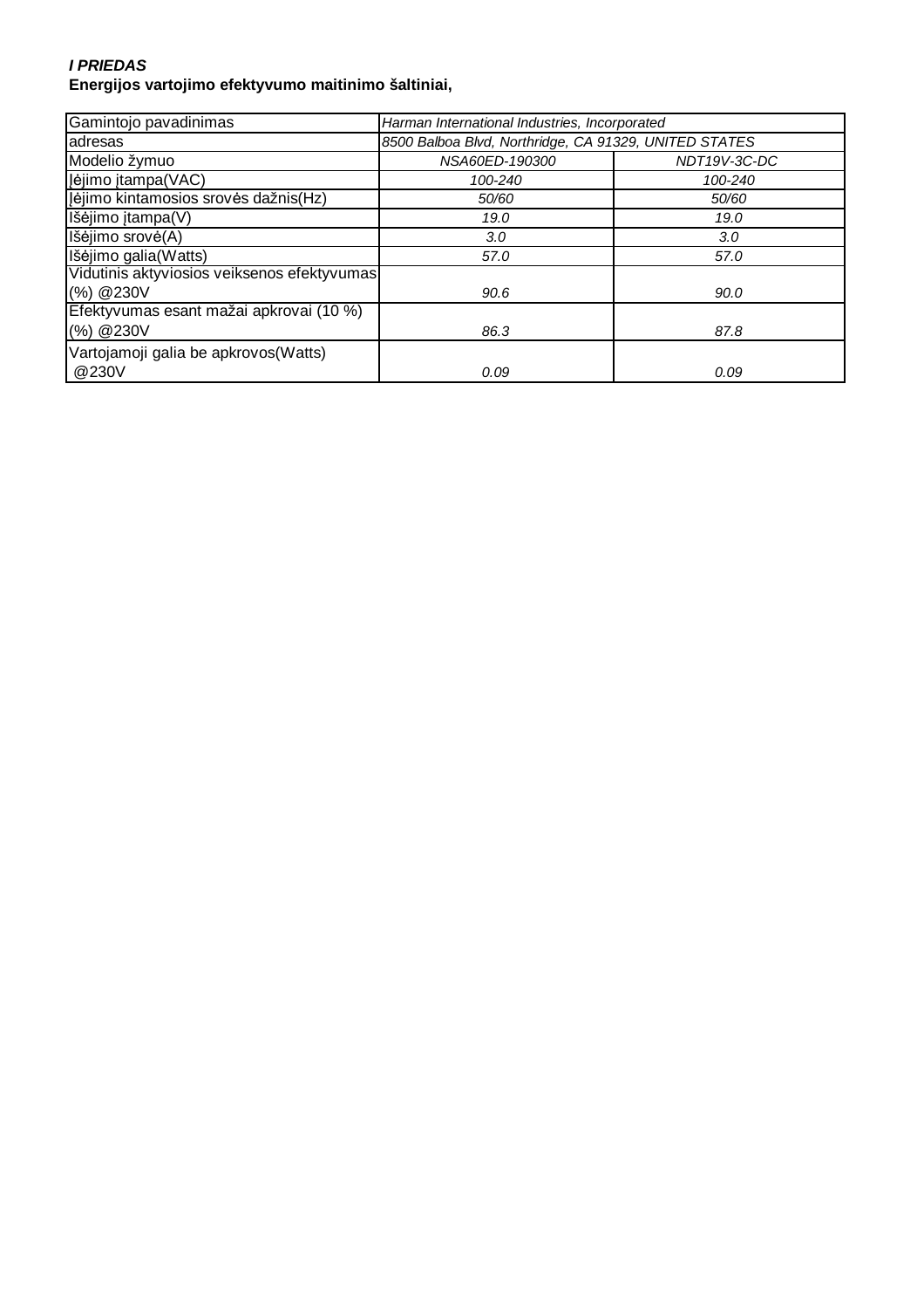***I PRIEDAS***

**Energijos vartojimo efektyvumo maitinimo šaltiniai,**

| Gamintojo pavadinimas | *Harman International Industries, Incorporated* | |
|---|---|---|
| adresas | *8500 Balboa Blvd, Northridge, CA 91329, UNITED STATES* | |
| Modelio žymuo | *NSA60ED-190300* | *NDT19V-3C-DC* |
| Įėjimo įtampa(VAC) | *100-240* | *100-240* |
| Įėjimo kintamosios srovės dažnis(Hz) | *50/60* | *50/60* |
| Išėjimo įtampa(V) | *19.0* | *19.0* |
| Išėjimo srovė(A) | *3.0* | *3.0* |
| Išėjimo galia(Watts) | *57.0* | *57.0* |
| Vidutinis aktyviosios veiksenos efektyvumas (%) @230V | *90.6* | *90.0* |
| Efektyvumas esant mažai apkrovai (10 %) (%) @230V | *86.3* | *87.8* |
| Vartojamoji galia be apkrovos(Watts) @230V | *0.09* | *0.09* |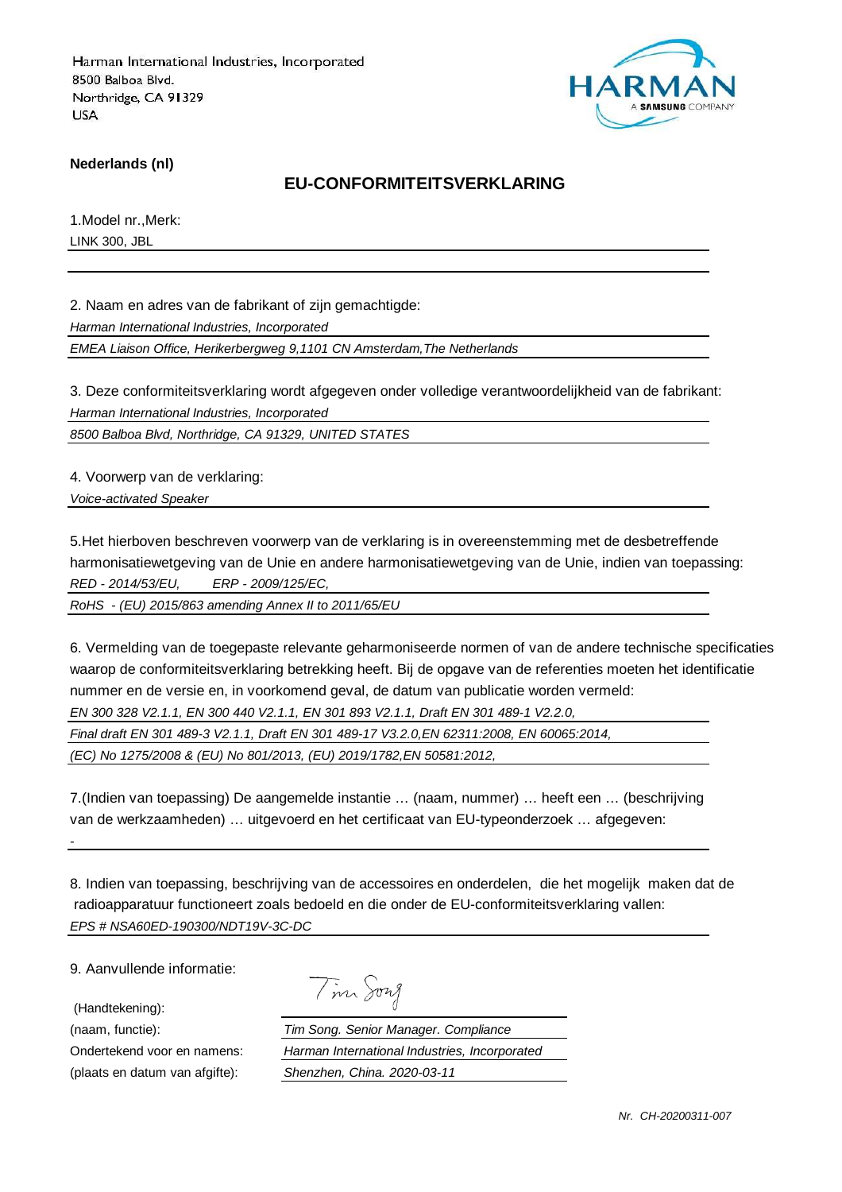Harman International Industries, Incorporated
8500 Balboa Blvd.
Northridge, CA 91329
USA

HARMAN
A SAMSUNG COMPANY

**Nederlands (nl)**

## EU-CONFORMITEITSVERKLARING

1.Model nr.,Merk:

LINK 300, JBL

2. Naam en adres van de fabrikant of zijn gemachtigde:

*Harman International Industries, Incorporated*

*EMEA Liaison Office, Herikerbergweg 9,1101 CN Amsterdam,The Netherlands*

3. Deze conformiteitsverklaring wordt afgegeven onder volledige verantwoordelijkheid van de fabrikant:

*Harman International Industries, Incorporated*

*8500 Balboa Blvd, Northridge, CA 91329, UNITED STATES*

4. Voorwerp van de verklaring:

*Voice-activated Speaker*

5.Het hierboven beschreven voorwerp van de verklaring is in overeenstemming met de desbetreffende harmonisatiewetgeving van de Unie en andere harmonisatiewetgeving van de Unie, indien van toepassing:

*RED - 2014/53/EU, ERP - 2009/125/EC,*

*RoHS - (EU) 2015/863 amending Annex II to 2011/65/EU*

6. Vermelding van de toegepaste relevante geharmoniseerde normen of van de andere technische specificaties waarop de conformiteitsverklaring betrekking heeft. Bij de opgave van de referenties moeten het identificatie nummer en de versie en, in voorkomend geval, de datum van publicatie worden vermeld:

*EN 300 328 V2.1.1, EN 300 440 V2.1.1, EN 301 893 V2.1.1, Draft EN 301 489-1 V2.2.0,*

*Final draft EN 301 489-3 V2.1.1, Draft EN 301 489-17 V3.2.0,EN 62311:2008, EN 60065:2014,*

*(EC) No 1275/2008 & (EU) No 801/2013, (EU) 2019/1782,EN 50581:2012,*

7.(Indien van toepassing) De aangemelde instantie … (naam, nummer) … heeft een … (beschrijving van de werkzaamheden) … uitgevoerd en het certificaat van EU-typeonderzoek … afgegeven:

-

8. Indien van toepassing, beschrijving van de accessoires en onderdelen, die het mogelijk maken dat de radioapparatuur functioneert zoals bedoeld en die onder de EU-conformiteitsverklaring vallen:

*EPS # NSA60ED-190300/NDT19V-3C-DC*

9. Aanvullende informatie:

(Handtekening): Tim Song

(naam, functie): *Tim Song. Senior Manager. Compliance*

Ondertekend voor en namens: *Harman International Industries, Incorporated*

(plaats en datum van afgifte): *Shenzhen, China. 2020-03-11*

*Nr. CH-20200311-007*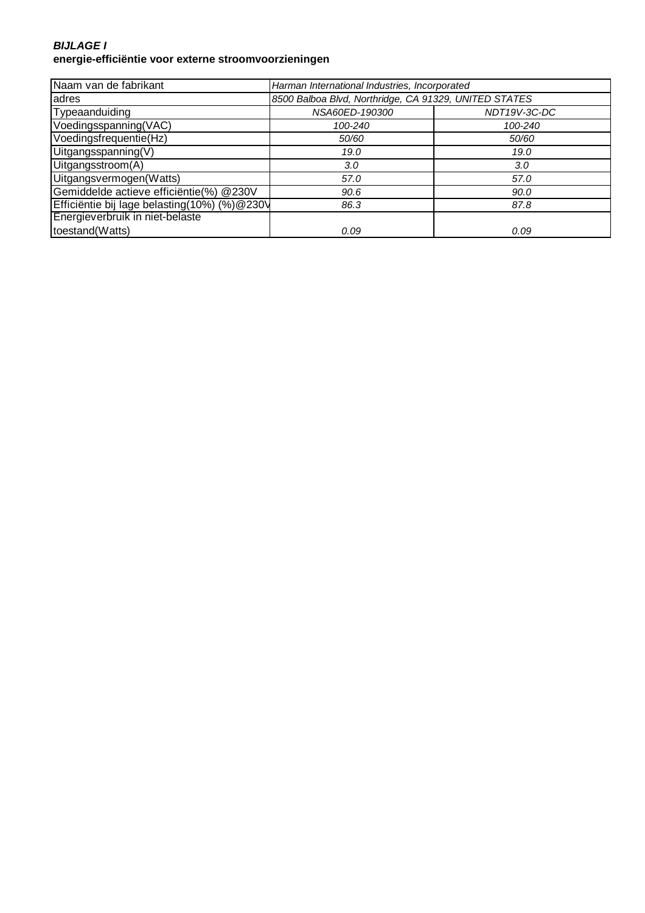***BIJLAGE I***
**energie-efficiëntie voor externe stroomvoorzieningen**

| Naam van de fabrikant | *Harman International Industries, Incorporated* | |
|---|---|---|
| adres | *8500 Balboa Blvd, Northridge, CA 91329, UNITED STATES* | |
| Typeaanduiding | *NSA60ED-190300* | *NDT19V-3C-DC* |
| Voedingsspanning(VAC) | *100-240* | *100-240* |
| Voedingsfrequentie(Hz) | *50/60* | *50/60* |
| Uitgangsspanning(V) | *19.0* | *19.0* |
| Uitgangsstroom(A) | *3.0* | *3.0* |
| Uitgangsvermogen(Watts) | *57.0* | *57.0* |
| Gemiddelde actieve efficiëntie(%) @230V | *90.6* | *90.0* |
| Efficiëntie bij lage belasting(10%) (%)@230V | *86.3* | *87.8* |
| Energieverbruik in niet-belaste toestand(Watts) | *0.09* | *0.09* |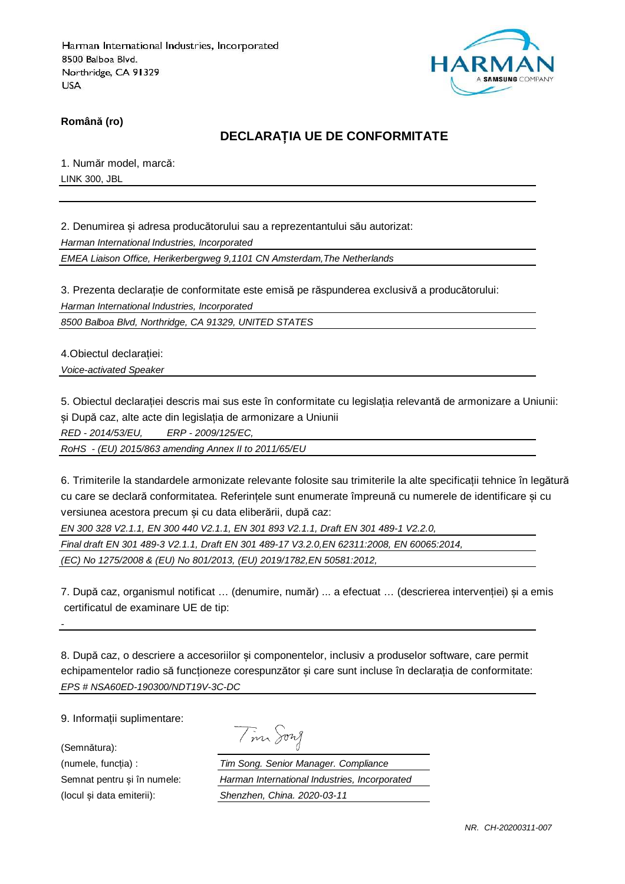Harman International Industries, Incorporated
8500 Balboa Blvd.
Northridge, CA 91329
USA

HARMAN
A SAMSUNG COMPANY

**Română (ro)**

## DECLARAȚIA UE DE CONFORMITATE

1. Număr model, marcă:

LINK 300, JBL

2. Denumirea și adresa producătorului sau a reprezentantului său autorizat:

*Harman International Industries, Incorporated*

*EMEA Liaison Office, Herikerbergweg 9,1101 CN Amsterdam,The Netherlands*

3. Prezenta declarație de conformitate este emisă pe răspunderea exclusivă a producătorului:

*Harman International Industries, Incorporated*

*8500 Balboa Blvd, Northridge, CA 91329, UNITED STATES*

4.Obiectul declarației:

*Voice-activated Speaker*

5. Obiectul declarației descris mai sus este în conformitate cu legislația relevantă de armonizare a Uniunii: și După caz, alte acte din legislația de armonizare a Uniunii

*RED - 2014/53/EU,    ERP - 2009/125/EC,*

*RoHS - (EU) 2015/863 amending Annex II to 2011/65/EU*

6. Trimiterile la standardele armonizate relevante folosite sau trimiterile la alte specificații tehnice în legătură cu care se declară conformitatea. Referințele sunt enumerate împreună cu numerele de identificare și cu versiunea acestora precum și cu data eliberării, după caz:

*EN 300 328 V2.1.1, EN 300 440 V2.1.1, EN 301 893 V2.1.1, Draft EN 301 489-1 V2.2.0,*

*Final draft EN 301 489-3 V2.1.1, Draft EN 301 489-17 V3.2.0,EN 62311:2008, EN 60065:2014,*

*(EC) No 1275/2008 & (EU) No 801/2013, (EU) 2019/1782,EN 50581:2012,*

7. După caz, organismul notificat … (denumire, număr) ... a efectuat … (descrierea intervenției) și a emis certificatul de examinare UE de tip:

-

8. După caz, o descriere a accesoriilor și componentelor, inclusiv a produselor software, care permit echipamentelor radio să funcționeze corespunzător și care sunt incluse în declarația de conformitate:

*EPS # NSA60ED-190300/NDT19V-3C-DC*

9. Informații suplimentare:

| | |
|---|---|
| (Semnătura): | Tim Song |
| (numele, funcția) : | *Tim Song. Senior Manager. Compliance* |
| Semnat pentru și în numele: | *Harman International Industries, Incorporated* |
| (locul și data emiterii): | *Shenzhen, China. 2020-03-11* |

*NR. CH-20200311-007*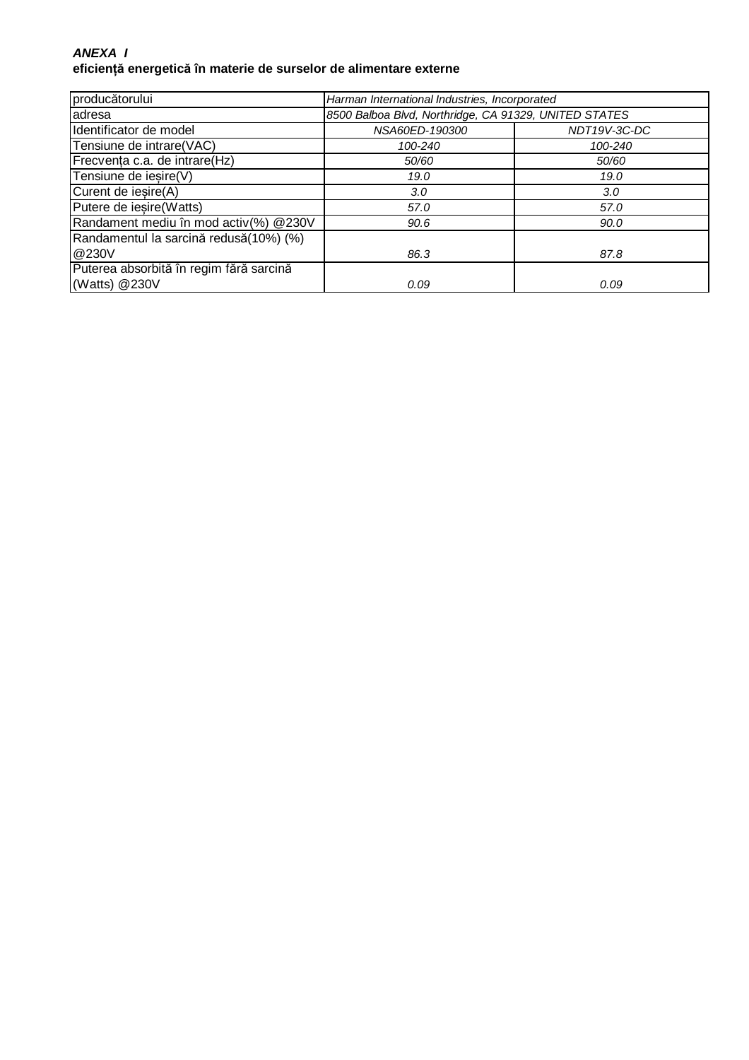***ANEXA I***

**eficiență energetică în materie de surselor de alimentare externe**

| producătorului | *Harman International Industries, Incorporated* | |
|---|---|---|
| adresa | *8500 Balboa Blvd, Northridge, CA 91329, UNITED STATES* | |
| Identificator de model | *NSA60ED-190300* | *NDT19V-3C-DC* |
| Tensiune de intrare(VAC) | *100-240* | *100-240* |
| Frecvența c.a. de intrare(Hz) | *50/60* | *50/60* |
| Tensiune de ieșire(V) | *19.0* | *19.0* |
| Curent de ieșire(A) | *3.0* | *3.0* |
| Putere de ieșire(Watts) | *57.0* | *57.0* |
| Randament mediu în mod activ(%) @230V | *90.6* | *90.0* |
| Randamentul la sarcină redusă(10%) (%) @230V | *86.3* | *87.8* |
| Puterea absorbită în regim fără sarcină (Watts) @230V | *0.09* | *0.09* |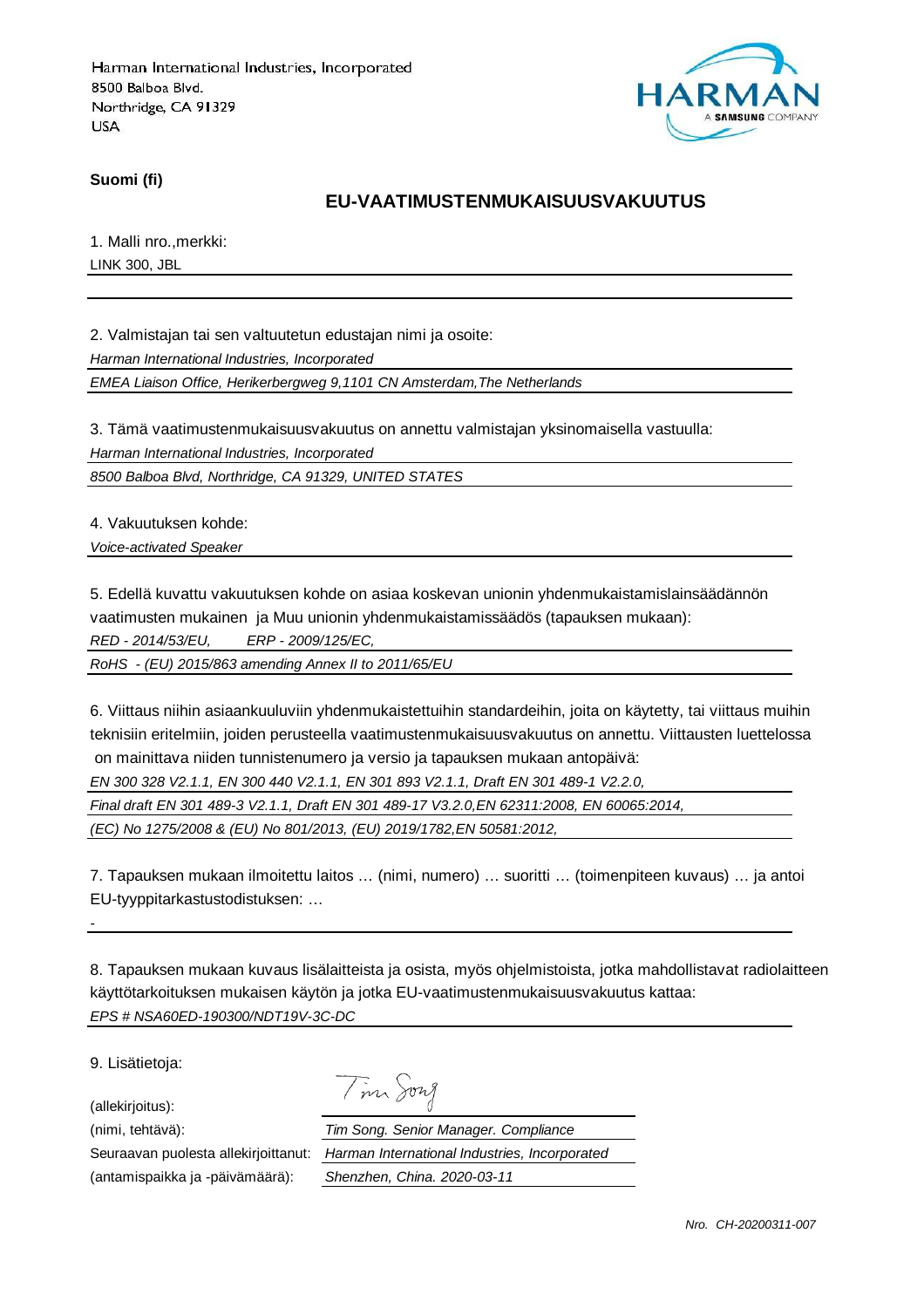Harman International Industries, Incorporated
8500 Balboa Blvd.
Northridge, CA 91329
USA

HARMAN
A SAMSUNG COMPANY

**Suomi (fi)**

## EU-VAATIMUSTENMUKAISUUSVAKUUTUS

1. Malli nro.,merkki:

LINK 300, JBL

2. Valmistajan tai sen valtuutetun edustajan nimi ja osoite:

*Harman International Industries, Incorporated*

*EMEA Liaison Office, Herikerbergweg 9,1101 CN Amsterdam,The Netherlands*

3. Tämä vaatimustenmukaisuusvakuutus on annettu valmistajan yksinomaisella vastuulla:

*Harman International Industries, Incorporated*

*8500 Balboa Blvd, Northridge, CA 91329, UNITED STATES*

4. Vakuutuksen kohde:

*Voice-activated Speaker*

5. Edellä kuvattu vakuutuksen kohde on asiaa koskevan unionin yhdenmukaistamislainsäädännön vaatimusten mukainen ja Muu unionin yhdenmukaistamissäädös (tapauksen mukaan):

*RED - 2014/53/EU, ERP - 2009/125/EC,*

*RoHS - (EU) 2015/863 amending Annex II to 2011/65/EU*

6. Viittaus niihin asiaankuuluviin yhdenmukaistettuihin standardeihin, joita on käytetty, tai viittaus muihin teknisiin eritelmiin, joiden perusteella vaatimustenmukaisuusvakuutus on annettu. Viittausten luettelossa on mainittava niiden tunnistenumero ja versio ja tapauksen mukaan antopäivä:

*EN 300 328 V2.1.1, EN 300 440 V2.1.1, EN 301 893 V2.1.1, Draft EN 301 489-1 V2.2.0,*

*Final draft EN 301 489-3 V2.1.1, Draft EN 301 489-17 V3.2.0,EN 62311:2008, EN 60065:2014,*

*(EC) No 1275/2008 & (EU) No 801/2013, (EU) 2019/1782,EN 50581:2012,*

7. Tapauksen mukaan ilmoitettu laitos … (nimi, numero) … suoritti … (toimenpiteen kuvaus) … ja antoi EU-tyyppitarkastustodistuksen: …

-

8. Tapauksen mukaan kuvaus lisälaitteista ja osista, myös ohjelmistoista, jotka mahdollistavat radiolaitteen käyttötarkoituksen mukaisen käytön ja jotka EU-vaatimustenmukaisuusvakuutus kattaa:

*EPS # NSA60ED-190300/NDT19V-3C-DC*

9. Lisätietoja:

(allekirjoitus): Tim Song

(nimi, tehtävä): *Tim Song. Senior Manager. Compliance*

Seuraavan puolesta allekirjoittanut: *Harman International Industries, Incorporated*

(antamispaikka ja -päivämäärä): *Shenzhen, China. 2020-03-11*

*Nro. CH-20200311-007*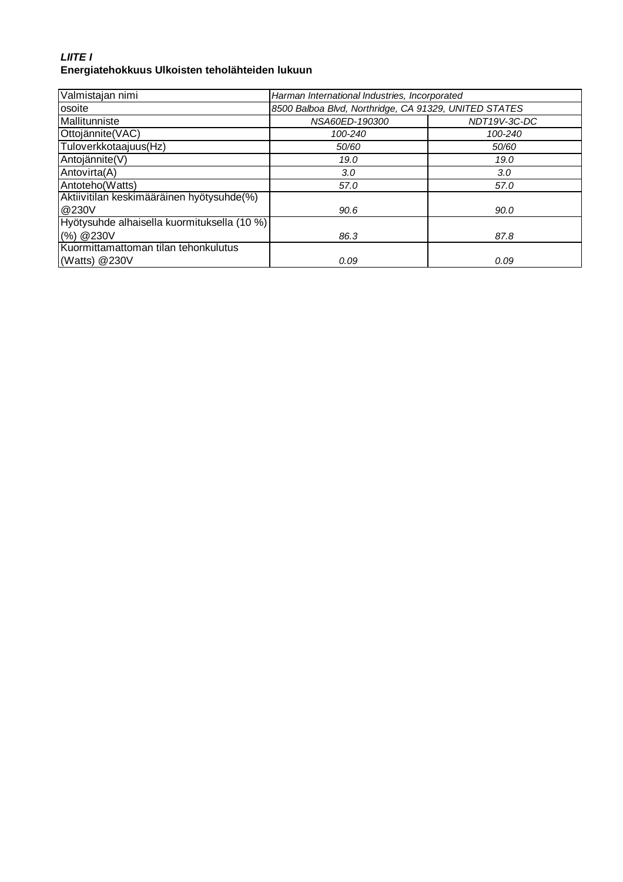***LIITE I***
**Energiatehokkuus Ulkoisten teholähteiden lukuun**

| Valmistajan nimi | *Harman International Industries, Incorporated* | |
|---|---|---|
| osoite | *8500 Balboa Blvd, Northridge, CA 91329, UNITED STATES* | |
| Mallitunniste | *NSA60ED-190300* | *NDT19V-3C-DC* |
| Ottojännite(VAC) | *100-240* | *100-240* |
| Tuloverkkotaajuus(Hz) | *50/60* | *50/60* |
| Antojännite(V) | *19.0* | *19.0* |
| Antovirta(A) | *3.0* | *3.0* |
| Antoteho(Watts) | *57.0* | *57.0* |
| Aktiivitilan keskimääräinen hyötysuhde(%) @230V | *90.6* | *90.0* |
| Hyötysuhde alhaisella kuormituksella (10 %) (%) @230V | *86.3* | *87.8* |
| Kuormittamattoman tilan tehonkulutus (Watts) @230V | *0.09* | *0.09* |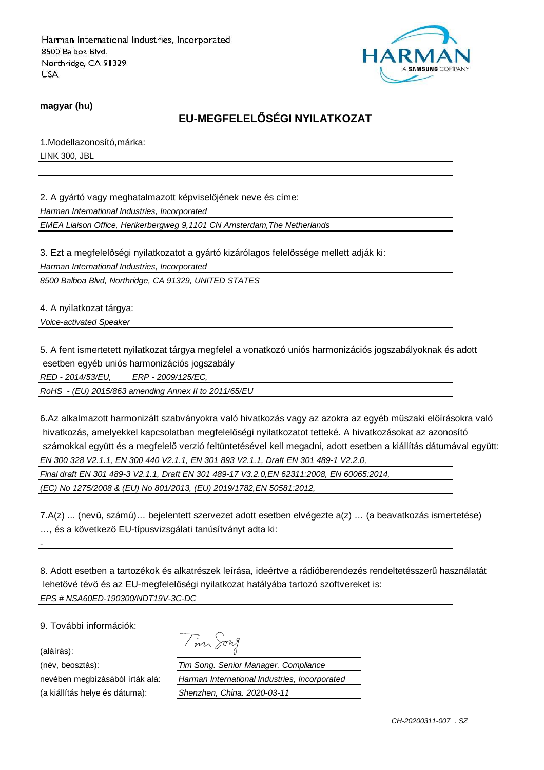Harman International Industries, Incorporated
8500 Balboa Blvd.
Northridge, CA 91329
USA

**magyar (hu)**

## EU-MEGFELELŐSÉGI NYILATKOZAT

1.Modellazonosító,márka:

LINK 300, JBL

2. A gyártó vagy meghatalmazott képviselőjének neve és címe:

*Harman International Industries, Incorporated*

*EMEA Liaison Office, Herikerbergweg 9,1101 CN Amsterdam,The Netherlands*

3. Ezt a megfelelőségi nyilatkozatot a gyártó kizárólagos felelőssége mellett adják ki:

*Harman International Industries, Incorporated*

*8500 Balboa Blvd, Northridge, CA 91329, UNITED STATES*

4. A nyilatkozat tárgya:

*Voice-activated Speaker*

5. A fent ismertetett nyilatkozat tárgya megfelel a vonatkozó uniós harmonizációs jogszabályoknak és adott esetben egyéb uniós harmonizációs jogszabály

*RED - 2014/53/EU,    ERP - 2009/125/EC,*

*RoHS - (EU) 2015/863 amending Annex II to 2011/65/EU*

6.Az alkalmazott harmonizált szabványokra való hivatkozás vagy az azokra az egyéb műszaki előírásokra való hivatkozás, amelyekkel kapcsolatban megfelelőségi nyilatkozatot tetteké. A hivatkozásokat az azonosító számokkal együtt és a megfelelő verzió feltüntetésével kell megadni, adott esetben a kiállítás dátumával együtt:

*EN 300 328 V2.1.1, EN 300 440 V2.1.1, EN 301 893 V2.1.1, Draft EN 301 489-1 V2.2.0,*

*Final draft EN 301 489-3 V2.1.1, Draft EN 301 489-17 V3.2.0,EN 62311:2008, EN 60065:2014,*

*(EC) No 1275/2008 & (EU) No 801/2013, (EU) 2019/1782,EN 50581:2012,*

7.A(z) ... (nevű, számú)… bejelentett szervezet adott esetben elvégezte a(z) … (a beavatkozás ismertetése) …, és a következő EU-típusvizsgálati tanúsítványt adta ki:

-

8. Adott esetben a tartozékok és alkatrészek leírása, ideértve a rádióberendezés rendeltetésszerű használatát lehetővé tévő és az EU-megfelelőségi nyilatkozat hatályába tartozó szoftvereket is:

*EPS # NSA60ED-190300/NDT19V-3C-DC*

9. További információk:

(aláírás): Tim Song

(név, beosztás): *Tim Song. Senior Manager. Compliance*

nevében megbízásából írták alá: *Harman International Industries, Incorporated*

(a kiállítás helye és dátuma): *Shenzhen, China. 2020-03-11*

*CH-20200311-007 . SZ*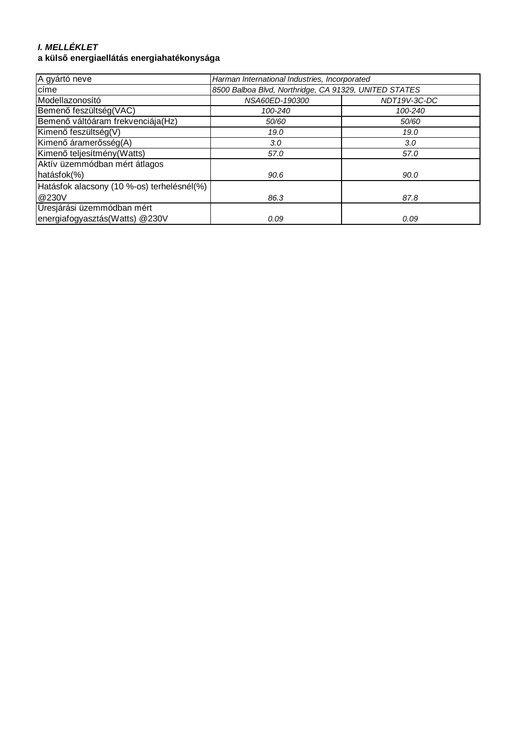***I. MELLÉKLET***

**a külső energiaellátás energiahatékonysága**

| A gyártó neve | *Harman International Industries, Incorporated* | |
|---|---|---|
| címe | *8500 Balboa Blvd, Northridge, CA 91329, UNITED STATES* | |
| Modellazonosító | *NSA60ED-190300* | *NDT19V-3C-DC* |
| Bemenő feszültség(VAC) | *100-240* | *100-240* |
| Bemenő váltóáram frekvenciája(Hz) | *50/60* | *50/60* |
| Kimenő feszültség(V) | *19.0* | *19.0* |
| Kimenő áramerősség(A) | *3.0* | *3.0* |
| Kimenő teljesítmény(Watts) | *57.0* | *57.0* |
| Aktív üzemmódban mért átlagos hatásfok(%) | *90.6* | *90.0* |
| Hatásfok alacsony (10 %-os) terhelésnél(%) @230V | *86.3* | *87.8* |
| Üresjárási üzemmódban mért energiafogyasztás(Watts) @230V | *0.09* | *0.09* |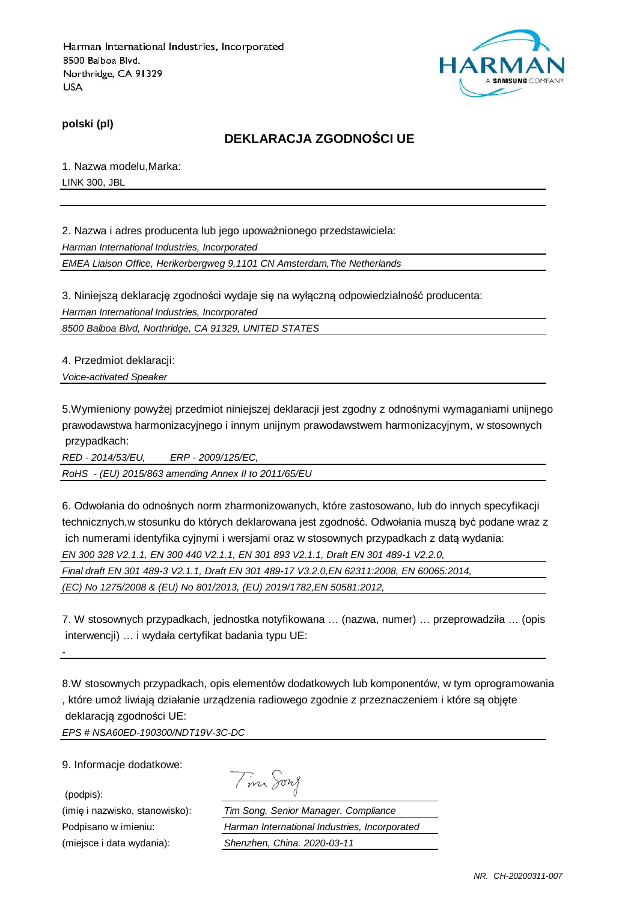Harman International Industries, Incorporated
8500 Balboa Blvd.
Northridge, CA 91329
USA

**polski (pl)**

## DEKLARACJA ZGODNOŚCI UE

1. Nazwa modelu,Marka:
LINK 300, JBL

2. Nazwa i adres producenta lub jego upoważnionego przedstawiciela:
*Harman International Industries, Incorporated*
*EMEA Liaison Office, Herikerbergweg 9,1101 CN Amsterdam,The Netherlands*

3. Niniejszą deklarację zgodności wydaje się na wyłączną odpowiedzialność producenta:
*Harman International Industries, Incorporated*
*8500 Balboa Blvd, Northridge, CA 91329, UNITED STATES*

4. Przedmiot deklaracji:
*Voice-activated Speaker*

5.Wymieniony powyżej przedmiot niniejszej deklaracji jest zgodny z odnośnymi wymaganiami unijnego prawodawstwa harmonizacyjnego i innym unijnym prawodawstwem harmonizacyjnym, w stosownych przypadkach:
*RED - 2014/53/EU, ERP - 2009/125/EC,*
*RoHS - (EU) 2015/863 amending Annex II to 2011/65/EU*

6. Odwołania do odnośnych norm zharmonizowanych, które zastosowano, lub do innych specyfikacji technicznych,w stosunku do których deklarowana jest zgodność. Odwołania muszą być podane wraz z ich numerami identyfika cyjnymi i wersjami oraz w stosownych przypadkach z datą wydania:
*EN 300 328 V2.1.1, EN 300 440 V2.1.1, EN 301 893 V2.1.1, Draft EN 301 489-1 V2.2.0,*
*Final draft EN 301 489-3 V2.1.1, Draft EN 301 489-17 V3.2.0,EN 62311:2008, EN 60065:2014,*
*(EC) No 1275/2008 & (EU) No 801/2013, (EU) 2019/1782,EN 50581:2012,*

7. W stosownych przypadkach, jednostka notyfikowana … (nazwa, numer) … przeprowadziła … (opis interwencji) … i wydała certyfikat badania typu UE:
-

8.W stosownych przypadkach, opis elementów dodatkowych lub komponentów, w tym oprogramowania , które umoż liwiają działanie urządzenia radiowego zgodnie z przeznaczeniem i które są objęte deklaracją zgodności UE:
*EPS # NSA60ED-190300/NDT19V-3C-DC*

9. Informacje dodatkowe:

| | |
|---|---|
| (podpis): | Tim Song |
| (imię i nazwisko, stanowisko): | *Tim Song. Senior Manager. Compliance* |
| Podpisano w imieniu: | *Harman International Industries, Incorporated* |
| (miejsce i data wydania): | *Shenzhen, China. 2020-03-11* |

*NR. CH-20200311-007*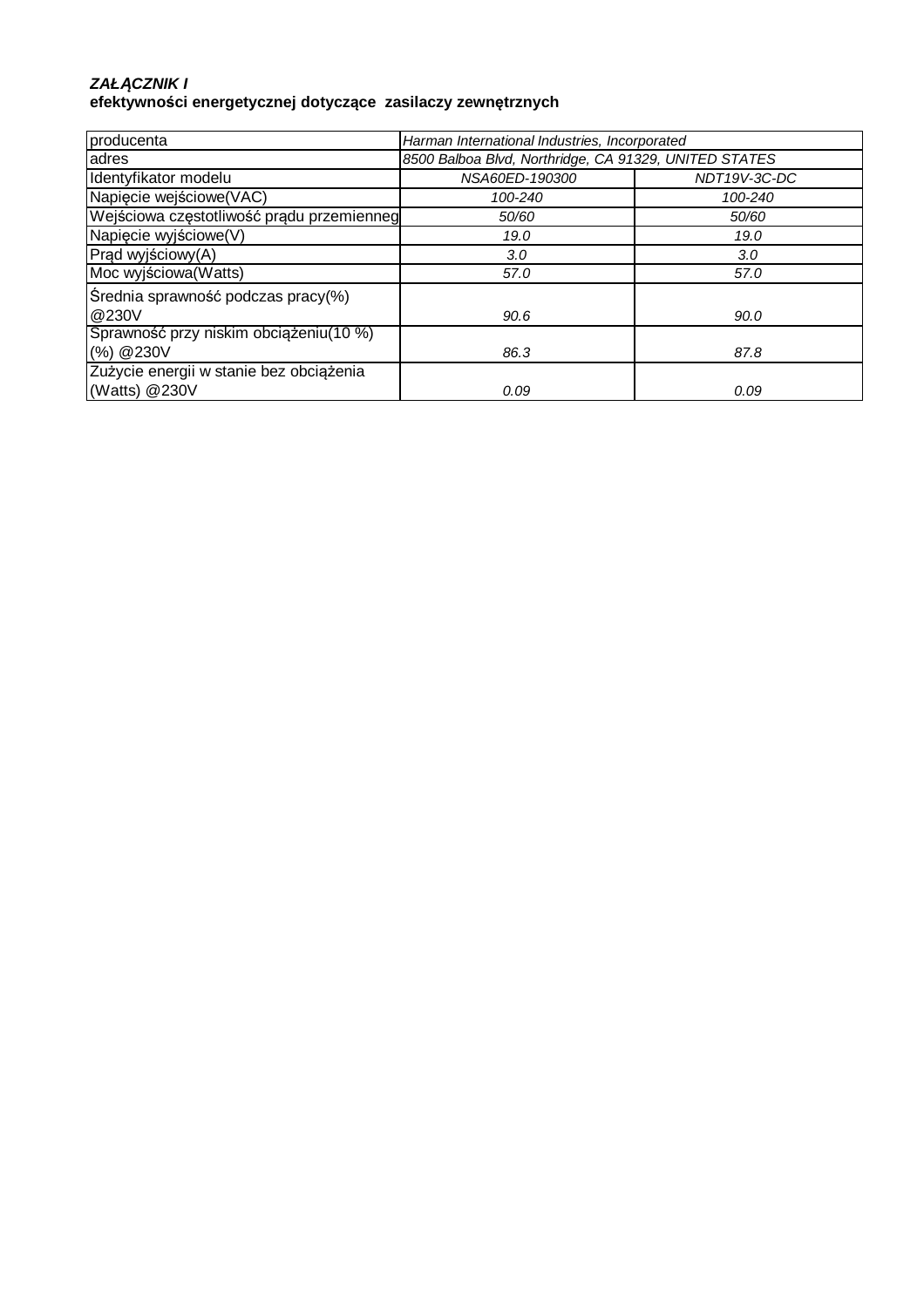***ZAŁĄCZNIK I***

**efektywności energetycznej dotyczące zasilaczy zewnętrznych**

| producenta | *Harman International Industries, Incorporated* | |
|---|---|---|
| adres | *8500 Balboa Blvd, Northridge, CA 91329, UNITED STATES* | |
| Identyfikator modelu | *NSA60ED-190300* | *NDT19V-3C-DC* |
| Napięcie wejściowe(VAC) | *100-240* | *100-240* |
| Wejściowa częstotliwość prądu przemienneg | *50/60* | *50/60* |
| Napięcie wyjściowe(V) | *19.0* | *19.0* |
| Prąd wyjściowy(A) | *3.0* | *3.0* |
| Moc wyjściowa(Watts) | *57.0* | *57.0* |
| Średnia sprawność podczas pracy(%) @230V | *90.6* | *90.0* |
| Sprawność przy niskim obciążeniu(10 %) (%) @230V | *86.3* | *87.8* |
| Zużycie energii w stanie bez obciążenia (Watts) @230V | *0.09* | *0.09* |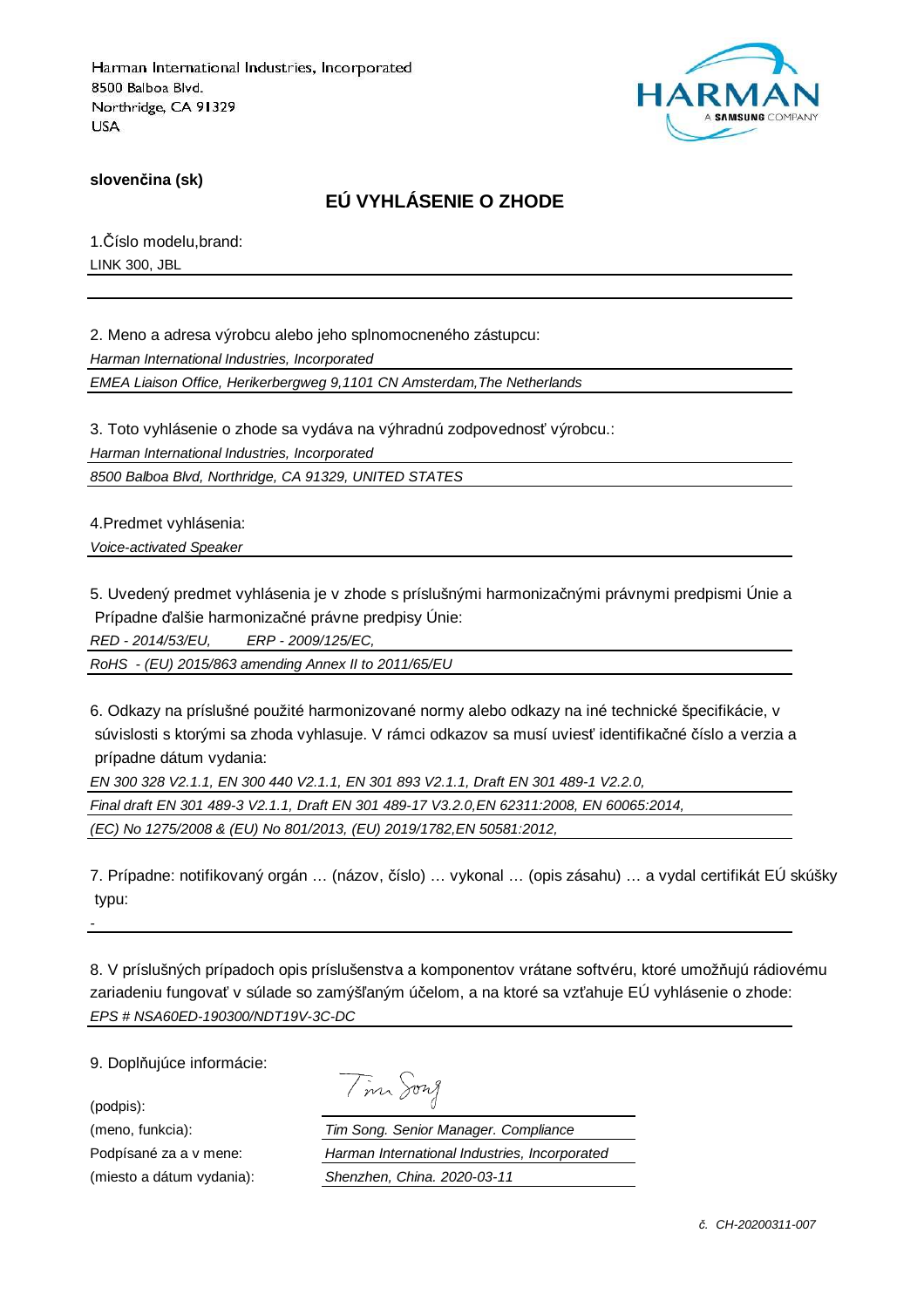Harman International Industries, Incorporated
8500 Balboa Blvd.
Northridge, CA 91329
USA

HARMAN
A SAMSUNG COMPANY

**slovenčina (sk)**

## EÚ VYHLÁSENIE O ZHODE

1.Číslo modelu,brand:

LINK 300, JBL

2. Meno a adresa výrobcu alebo jeho splnomocneného zástupcu:

*Harman International Industries, Incorporated*

*EMEA Liaison Office, Herikerbergweg 9,1101 CN Amsterdam,The Netherlands*

3. Toto vyhlásenie o zhode sa vydáva na výhradnú zodpovednosť výrobcu.:

*Harman International Industries, Incorporated*

*8500 Balboa Blvd, Northridge, CA 91329, UNITED STATES*

4.Predmet vyhlásenia:

*Voice-activated Speaker*

5. Uvedený predmet vyhlásenia je v zhode s príslušnými harmonizačnými právnymi predpismi Únie a Prípadne ďalšie harmonizačné právne predpisy Únie:

*RED - 2014/53/EU, ERP - 2009/125/EC,*

*RoHS - (EU) 2015/863 amending Annex II to 2011/65/EU*

6. Odkazy na príslušné použité harmonizované normy alebo odkazy na iné technické špecifikácie, v súvislosti s ktorými sa zhoda vyhlasuje. V rámci odkazov sa musí uviesť identifikačné číslo a verzia a prípadne dátum vydania:

*EN 300 328 V2.1.1, EN 300 440 V2.1.1, EN 301 893 V2.1.1, Draft EN 301 489-1 V2.2.0,*

*Final draft EN 301 489-3 V2.1.1, Draft EN 301 489-17 V3.2.0,EN 62311:2008, EN 60065:2014,*

*(EC) No 1275/2008 & (EU) No 801/2013, (EU) 2019/1782,EN 50581:2012,*

7. Prípadne: notifikovaný orgán … (názov, číslo) … vykonal … (opis zásahu) … a vydal certifikát EÚ skúšky typu:

-

8. V príslušných prípadoch opis príslušenstva a komponentov vrátane softvéru, ktoré umožňujú rádiovému zariadeniu fungovať v súlade so zamýšľaným účelom, a na ktoré sa vzťahuje EÚ vyhlásenie o zhode:

*EPS # NSA60ED-190300/NDT19V-3C-DC*

9. Doplňujúce informácie:

(podpis): Tim Song

(meno, funkcia): *Tim Song. Senior Manager. Compliance*

Podpísané za a v mene: *Harman International Industries, Incorporated*

(miesto a dátum vydania): *Shenzhen, China. 2020-03-11*

*č. CH-20200311-007*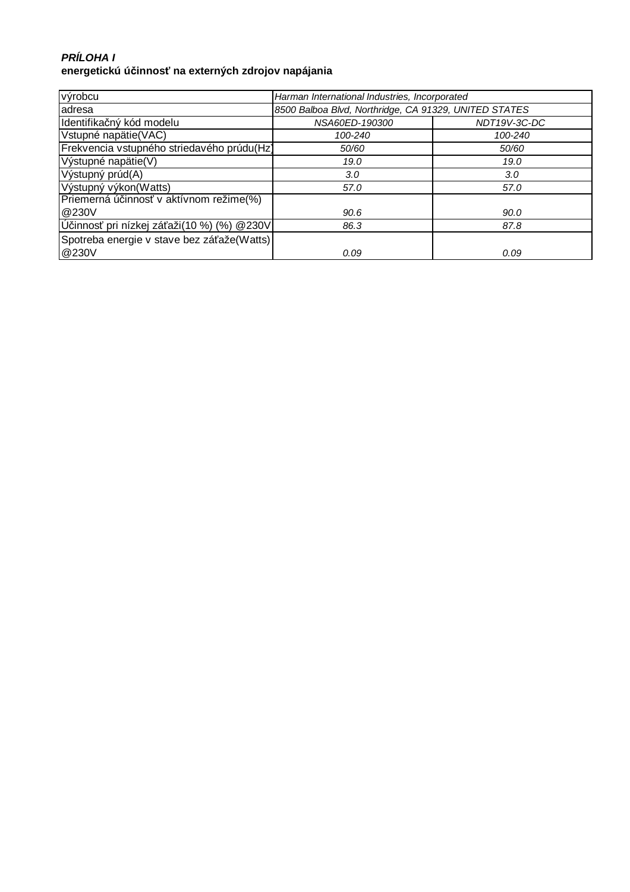***PRÍLOHA I***
**energetickú účinnosť na externých zdrojov napájania**

| výrobcu | *Harman International Industries, Incorporated* | |
|---|---|---|
| adresa | *8500 Balboa Blvd, Northridge, CA 91329, UNITED STATES* | |
| Identifikačný kód modelu | *NSA60ED-190300* | *NDT19V-3C-DC* |
| Vstupné napätie(VAC) | *100-240* | *100-240* |
| Frekvencia vstupného striedavého prúdu(Hz) | *50/60* | *50/60* |
| Výstupné napätie(V) | *19.0* | *19.0* |
| Výstupný prúd(A) | *3.0* | *3.0* |
| Výstupný výkon(Watts) | *57.0* | *57.0* |
| Priemerná účinnosť v aktívnom režime(%) @230V | *90.6* | *90.0* |
| Účinnosť pri nízkej záťaži(10 %) (%) @230V | *86.3* | *87.8* |
| Spotreba energie v stave bez záťaže(Watts) @230V | *0.09* | *0.09* |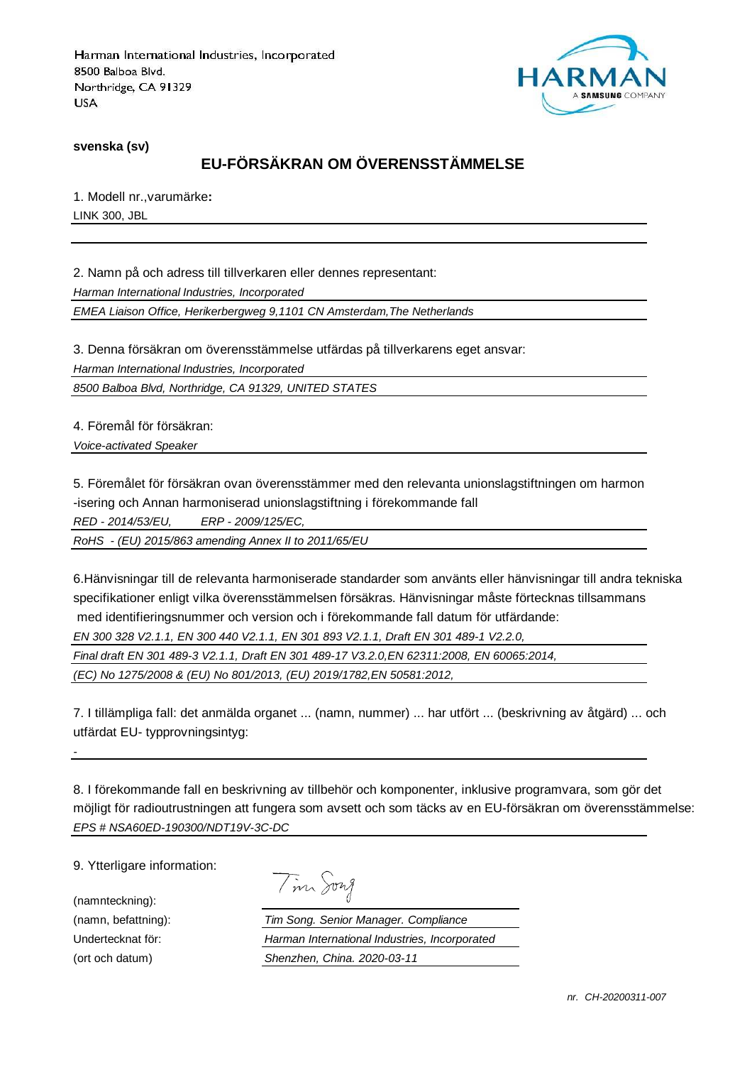Harman International Industries, Incorporated
8500 Balboa Blvd.
Northridge, CA 91329
USA

**svenska (sv)**

## EU-FÖRSÄKRAN OM ÖVERENSSTÄMMELSE

1. Modell nr.,varumärke**:**

LINK 300, JBL

2. Namn på och adress till tillverkaren eller dennes representant:

*Harman International Industries, Incorporated*

*EMEA Liaison Office, Herikerbergweg 9,1101 CN Amsterdam,The Netherlands*

3. Denna försäkran om överensstämmelse utfärdas på tillverkarens eget ansvar:

*Harman International Industries, Incorporated*

*8500 Balboa Blvd, Northridge, CA 91329, UNITED STATES*

4. Föremål för försäkran:

*Voice-activated Speaker*

5. Föremålet för försäkran ovan överensstämmer med den relevanta unionslagstiftningen om harmon -isering och Annan harmoniserad unionslagstiftning i förekommande fall

*RED - 2014/53/EU, ERP - 2009/125/EC,*

*RoHS - (EU) 2015/863 amending Annex II to 2011/65/EU*

6.Hänvisningar till de relevanta harmoniserade standarder som använts eller hänvisningar till andra tekniska specifikationer enligt vilka överensstämmelsen försäkras. Hänvisningar måste förtecknas tillsammans med identifieringsnummer och version och i förekommande fall datum för utfärdande:

*EN 300 328 V2.1.1, EN 300 440 V2.1.1, EN 301 893 V2.1.1, Draft EN 301 489-1 V2.2.0,*

*Final draft EN 301 489-3 V2.1.1, Draft EN 301 489-17 V3.2.0,EN 62311:2008, EN 60065:2014,*

*(EC) No 1275/2008 & (EU) No 801/2013, (EU) 2019/1782,EN 50581:2012,*

7. I tillämpliga fall: det anmälda organet ... (namn, nummer) ... har utfört ... (beskrivning av åtgärd) ... och utfärdat EU- typprovningsintyg:

-

8. I förekommande fall en beskrivning av tillbehör och komponenter, inklusive programvara, som gör det möjligt för radioutrustningen att fungera som avsett och som täcks av en EU-försäkran om överensstämmelse:

*EPS # NSA60ED-190300/NDT19V-3C-DC*

9. Ytterligare information:

(namnteckning): Tim Song

(namn, befattning): *Tim Song. Senior Manager. Compliance*

Undertecknat för: *Harman International Industries, Incorporated*

(ort och datum) *Shenzhen, China. 2020-03-11*

*nr. CH-20200311-007*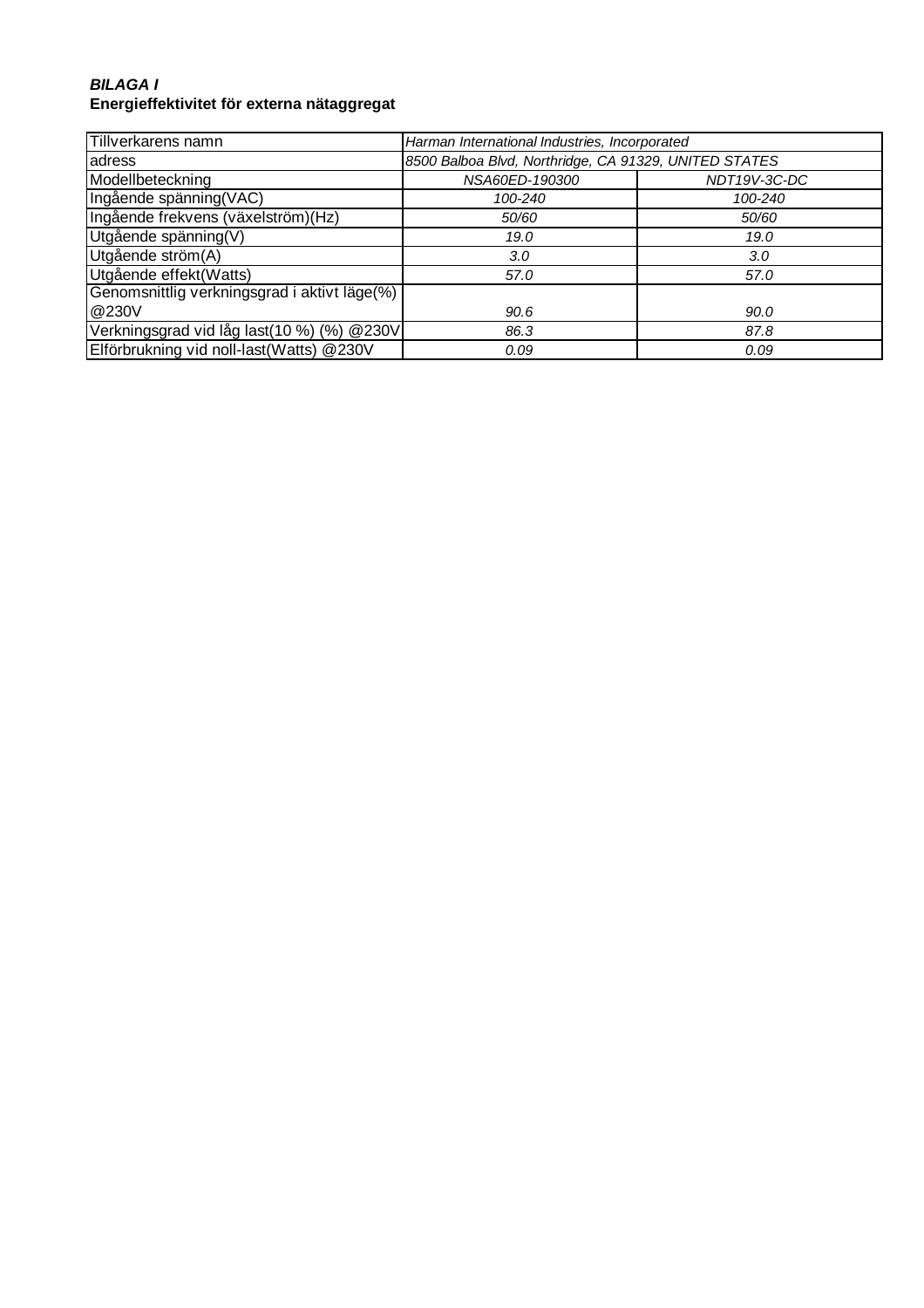***BILAGA I***
**Energieffektivitet för externa nätaggregat**

| Tillverkarens namn | *Harman International Industries, Incorporated* | |
|---|---|---|
| adress | *8500 Balboa Blvd, Northridge, CA 91329, UNITED STATES* | |
| Modellbeteckning | *NSA60ED-190300* | *NDT19V-3C-DC* |
| Ingående spänning(VAC) | *100-240* | *100-240* |
| Ingående frekvens (växelström)(Hz) | *50/60* | *50/60* |
| Utgående spänning(V) | *19.0* | *19.0* |
| Utgående ström(A) | *3.0* | *3.0* |
| Utgående effekt(Watts) | *57.0* | *57.0* |
| Genomsnittlig verkningsgrad i aktivt läge(%) @230V | *90.6* | *90.0* |
| Verkningsgrad vid låg last(10 %) (%) @230V | *86.3* | *87.8* |
| Elförbrukning vid noll-last(Watts) @230V | *0.09* | *0.09* |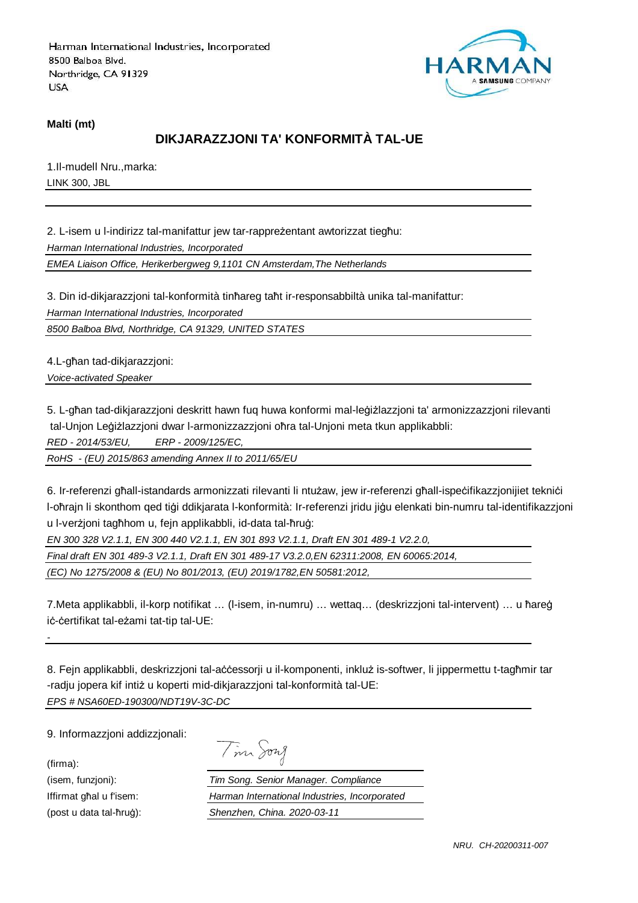Harman International Industries, Incorporated
8500 Balboa Blvd.
Northridge, CA 91329
USA

**Malti (mt)**

## DIKJARAZZJONI TA' KONFORMITÀ TAL-UE

1.Il-mudell Nru.,marka:

LINK 300, JBL

2. L-isem u l-indirizz tal-manifattur jew tar-rappreżentant awtorizzat tiegħu:

*Harman International Industries, Incorporated*

*EMEA Liaison Office, Herikerbergweg 9,1101 CN Amsterdam,The Netherlands*

3. Din id-dikjarazzjoni tal-konformità tinħareg taħt ir-responsabbiltà unika tal-manifattur:

*Harman International Industries, Incorporated*

*8500 Balboa Blvd, Northridge, CA 91329, UNITED STATES*

4.L-għan tad-dikjarazzjoni:

*Voice-activated Speaker*

5. L-għan tad-dikjarazzjoni deskritt hawn fuq huwa konformi mal-leġiżlazzjoni ta' armonizzazzjoni rilevanti tal-Unjon Leġiżlazzjoni dwar l-armonizzazzjoni oħra tal-Unjoni meta tkun applikabbli:

*RED - 2014/53/EU, ERP - 2009/125/EC,*

*RoHS - (EU) 2015/863 amending Annex II to 2011/65/EU*

6. Ir-referenzi għall-istandards armonizzati rilevanti li ntużaw, jew ir-referenzi għall-ispeċifikazzjonijiet tekniċi l-oħrajn li skonthom qed tiġi ddikjarata l-konformità: Ir-referenzi jridu jiġu elenkati bin-numru tal-identifikazzjoni u l-verżjoni tagħhom u, fejn applikabbli, id-data tal-ħruġ:

*EN 300 328 V2.1.1, EN 300 440 V2.1.1, EN 301 893 V2.1.1, Draft EN 301 489-1 V2.2.0,*

*Final draft EN 301 489-3 V2.1.1, Draft EN 301 489-17 V3.2.0,EN 62311:2008, EN 60065:2014,*

*(EC) No 1275/2008 & (EU) No 801/2013, (EU) 2019/1782,EN 50581:2012,*

7.Meta applikabbli, il-korp notifikat … (l-isem, in-numru) … wettaq… (deskrizzjoni tal-intervent) … u ħareġ iċ-ċertifikat tal-eżami tat-tip tal-UE:

-

8. Fejn applikabbli, deskrizzjoni tal-aċċessorji u il-komponenti, inkluż is-softwer, li jippermettu t-tagħmir tar-radju jopera kif intiż u koperti mid-dikjarazzjoni tal-konformità tal-UE:

*EPS # NSA60ED-190300/NDT19V-3C-DC*

9. Informazzjoni addizzjonali:

(firma):

(isem, funzjoni): *Tim Song. Senior Manager. Compliance*

Iffirmat għal u f'isem: *Harman International Industries, Incorporated*

(post u data tal-ħruġ): *Shenzhen, China. 2020-03-11*

*NRU. CH-20200311-007*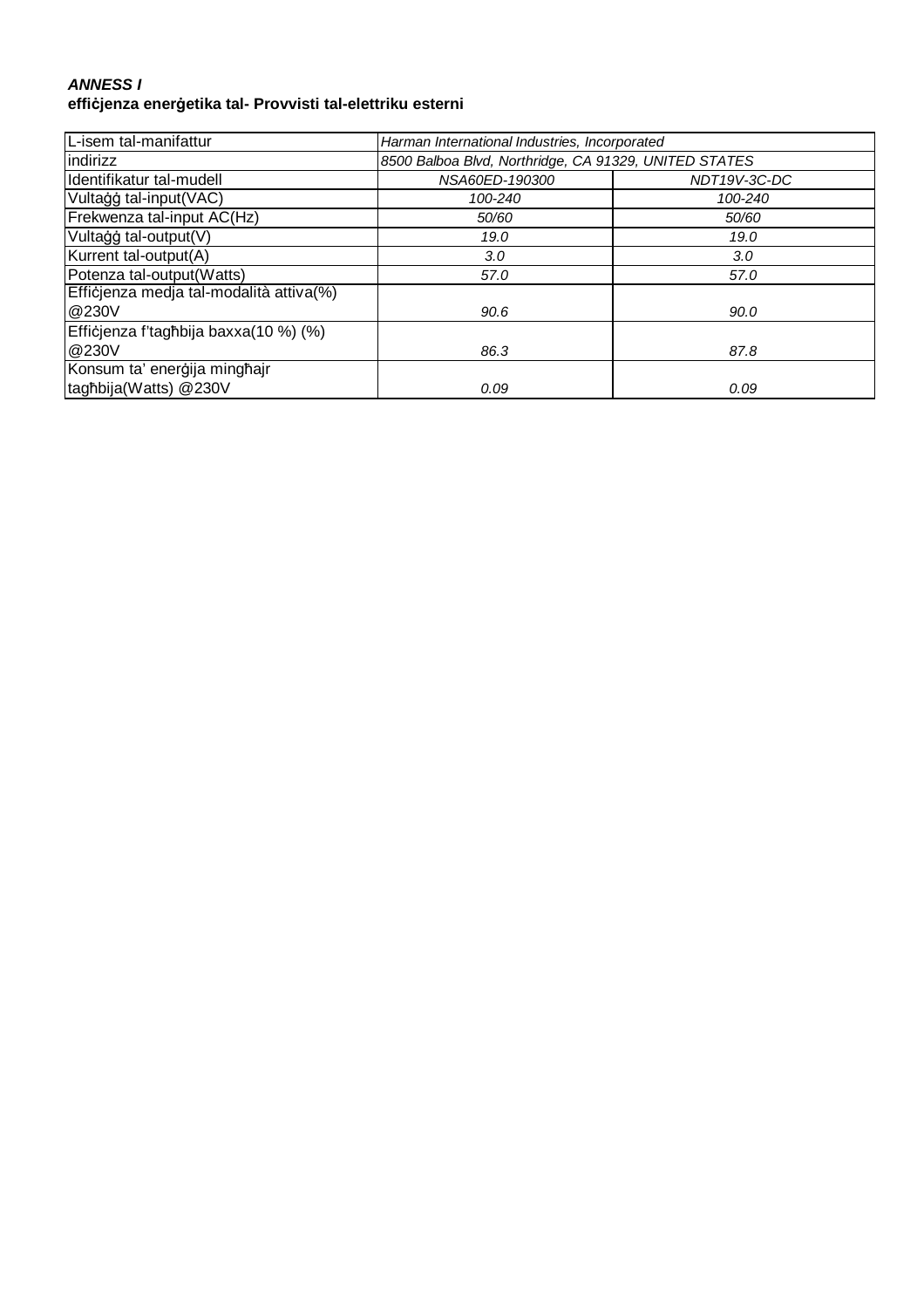***ANNESS I***
**effiċjenza enerġetika tal- Provvisti tal-elettriku esterni**

| L-isem tal-manifattur | *Harman International Industries, Incorporated* | |
|---|---|---|
| indirizz | *8500 Balboa Blvd, Northridge, CA 91329, UNITED STATES* | |
| Identifikatur tal-mudell | *NSA60ED-190300* | *NDT19V-3C-DC* |
| Vultaġġ tal-input(VAC) | *100-240* | *100-240* |
| Frekwenza tal-input AC(Hz) | *50/60* | *50/60* |
| Vultaġġ tal-output(V) | *19.0* | *19.0* |
| Kurrent tal-output(A) | *3.0* | *3.0* |
| Potenza tal-output(Watts) | *57.0* | *57.0* |
| Effiċjenza medja tal-modalità attiva(%) @230V | *90.6* | *90.0* |
| Effiċjenza f'tagħbija baxxa(10 %) (%) @230V | *86.3* | *87.8* |
| Konsum ta' enerġija mingħajr tagħbija(Watts) @230V | *0.09* | *0.09* |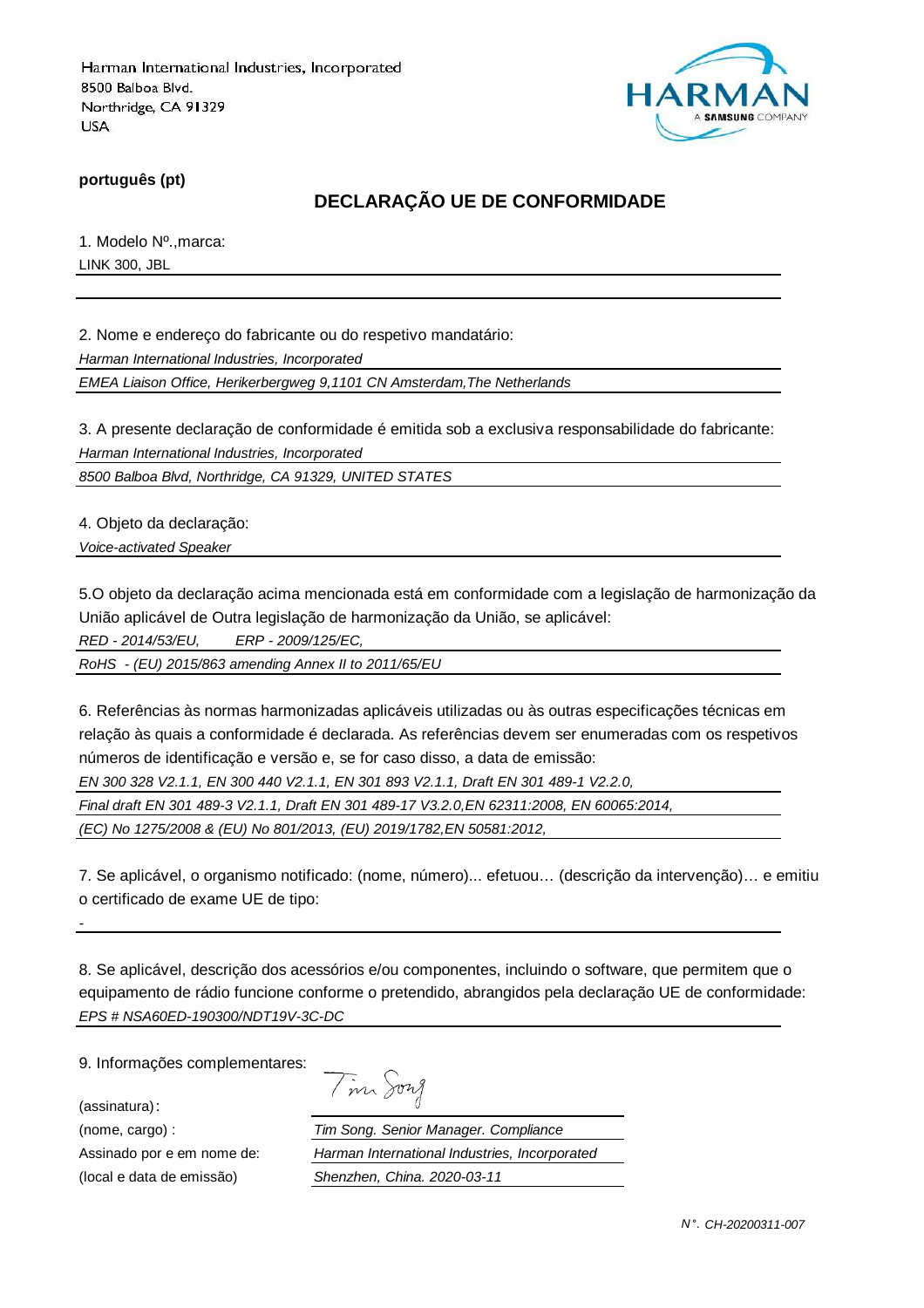Harman International Industries, Incorporated
8500 Balboa Blvd.
Northridge, CA 91329
USA

**português (pt)**

## DECLARAÇÃO UE DE CONFORMIDADE

1. Modelo Nº.,marca:

LINK 300, JBL

2. Nome e endereço do fabricante ou do respetivo mandatário:

*Harman International Industries, Incorporated*

*EMEA Liaison Office, Herikerbergweg 9,1101 CN Amsterdam,The Netherlands*

3. A presente declaração de conformidade é emitida sob a exclusiva responsabilidade do fabricante:

*Harman International Industries, Incorporated*

*8500 Balboa Blvd, Northridge, CA 91329, UNITED STATES*

4. Objeto da declaração:

*Voice-activated Speaker*

5.O objeto da declaração acima mencionada está em conformidade com a legislação de harmonização da União aplicável de Outra legislação de harmonização da União, se aplicável:

*RED - 2014/53/EU, ERP - 2009/125/EC,*

*RoHS - (EU) 2015/863 amending Annex II to 2011/65/EU*

6. Referências às normas harmonizadas aplicáveis utilizadas ou às outras especificações técnicas em relação às quais a conformidade é declarada. As referências devem ser enumeradas com os respetivos números de identificação e versão e, se for caso disso, a data de emissão:

*EN 300 328 V2.1.1, EN 300 440 V2.1.1, EN 301 893 V2.1.1, Draft EN 301 489-1 V2.2.0,*

*Final draft EN 301 489-3 V2.1.1, Draft EN 301 489-17 V3.2.0,EN 62311:2008, EN 60065:2014,*

*(EC) No 1275/2008 & (EU) No 801/2013, (EU) 2019/1782,EN 50581:2012,*

7. Se aplicável, o organismo notificado: (nome, número)... efetuou… (descrição da intervenção)… e emitiu o certificado de exame UE de tipo:

-

8. Se aplicável, descrição dos acessórios e/ou componentes, incluindo o software, que permitem que o equipamento de rádio funcione conforme o pretendido, abrangidos pela declaração UE de conformidade:

*EPS # NSA60ED-190300/NDT19V-3C-DC*

9. Informações complementares:

(assinatura):

(nome, cargo) : *Tim Song. Senior Manager. Compliance*

Assinado por e em nome de: *Harman International Industries, Incorporated*

(local e data de emissão) *Shenzhen, China. 2020-03-11*

*N°. CH-20200311-007*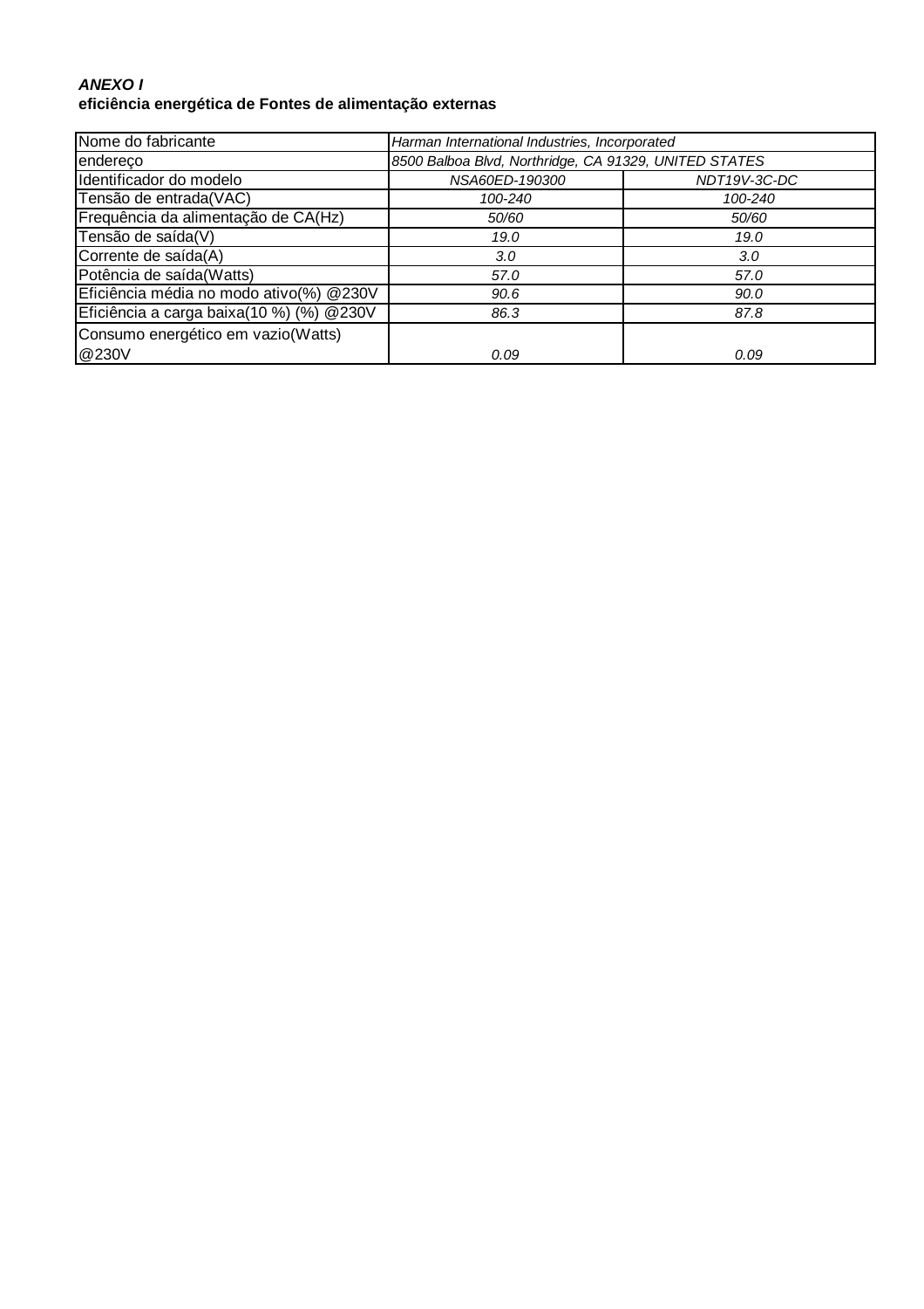***ANEXO I***
**eficiência energética de Fontes de alimentação externas**

| Nome do fabricante | *Harman International Industries, Incorporated* | |
|---|---|---|
| endereço | *8500 Balboa Blvd, Northridge, CA 91329, UNITED STATES* | |
| Identificador do modelo | *NSA60ED-190300* | *NDT19V-3C-DC* |
| Tensão de entrada(VAC) | *100-240* | *100-240* |
| Frequência da alimentação de CA(Hz) | *50/60* | *50/60* |
| Tensão de saída(V) | *19.0* | *19.0* |
| Corrente de saída(A) | *3.0* | *3.0* |
| Potência de saída(Watts) | *57.0* | *57.0* |
| Eficiência média no modo ativo(%) @230V | *90.6* | *90.0* |
| Eficiência a carga baixa(10 %) (%) @230V | *86.3* | *87.8* |
| Consumo energético em vazio(Watts) @230V | *0.09* | *0.09* |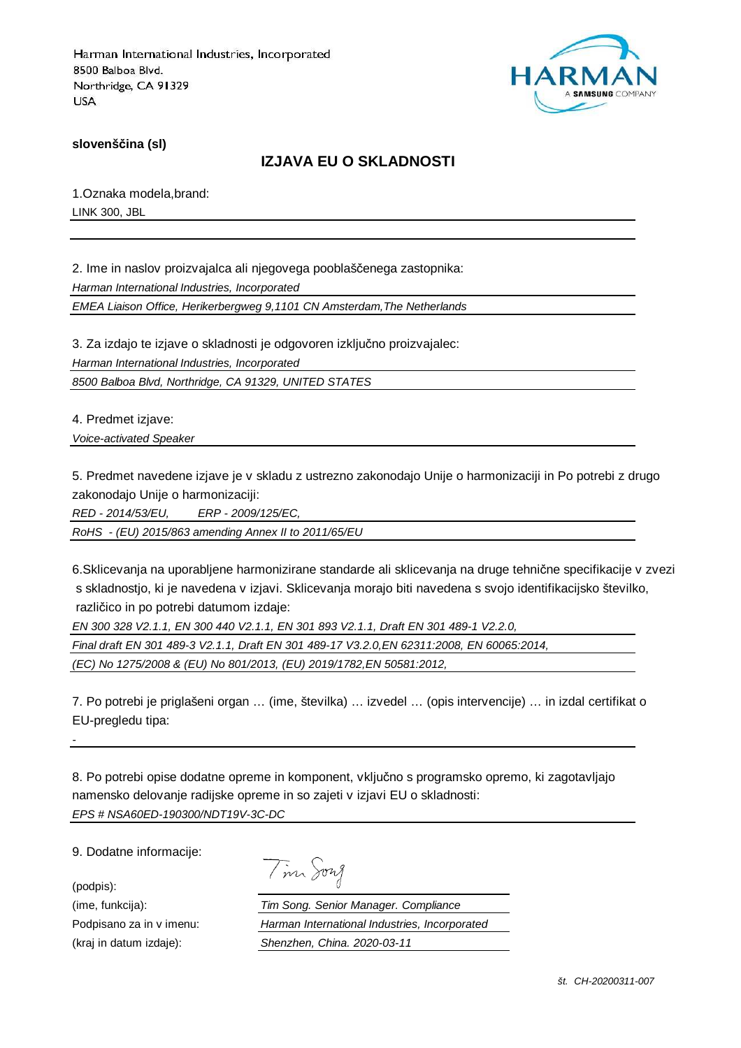Harman International Industries, Incorporated
8500 Balboa Blvd.
Northridge, CA 91329
USA

**slovenščina (sl)**

## IZJAVA EU O SKLADNOSTI

1.Oznaka modela,brand:

LINK 300, JBL

2. Ime in naslov proizvajalca ali njegovega pooblaščenega zastopnika:

*Harman International Industries, Incorporated*

*EMEA Liaison Office, Herikerbergweg 9,1101 CN Amsterdam,The Netherlands*

3. Za izdajo te izjave o skladnosti je odgovoren izključno proizvajalec:

*Harman International Industries, Incorporated*

*8500 Balboa Blvd, Northridge, CA 91329, UNITED STATES*

4. Predmet izjave:

*Voice-activated Speaker*

5. Predmet navedene izjave je v skladu z ustrezno zakonodajo Unije o harmonizaciji in Po potrebi z drugo zakonodajo Unije o harmonizaciji:

*RED - 2014/53/EU, ERP - 2009/125/EC,*

*RoHS - (EU) 2015/863 amending Annex II to 2011/65/EU*

6.Sklicevanja na uporabljene harmonizirane standarde ali sklicevanja na druge tehnične specifikacije v zvezi s skladnostjo, ki je navedena v izjavi. Sklicevanja morajo biti navedena s svojo identifikacijsko številko, različico in po potrebi datumom izdaje:

*EN 300 328 V2.1.1, EN 300 440 V2.1.1, EN 301 893 V2.1.1, Draft EN 301 489-1 V2.2.0,*

*Final draft EN 301 489-3 V2.1.1, Draft EN 301 489-17 V3.2.0,EN 62311:2008, EN 60065:2014,*

*(EC) No 1275/2008 & (EU) No 801/2013, (EU) 2019/1782,EN 50581:2012,*

7. Po potrebi je priglašeni organ … (ime, številka) … izvedel … (opis intervencije) … in izdal certifikat o EU-pregledu tipa:

-

8. Po potrebi opise dodatne opreme in komponent, vključno s programsko opremo, ki zagotavljajo namensko delovanje radijske opreme in so zajeti v izjavi EU o skladnosti:

*EPS # NSA60ED-190300/NDT19V-3C-DC*

9. Dodatne informacije:

(podpis): Tim Song

(ime, funkcija): *Tim Song. Senior Manager. Compliance*

Podpisano za in v imenu: *Harman International Industries, Incorporated*

(kraj in datum izdaje): *Shenzhen, China. 2020-03-11*

*št. CH-20200311-007*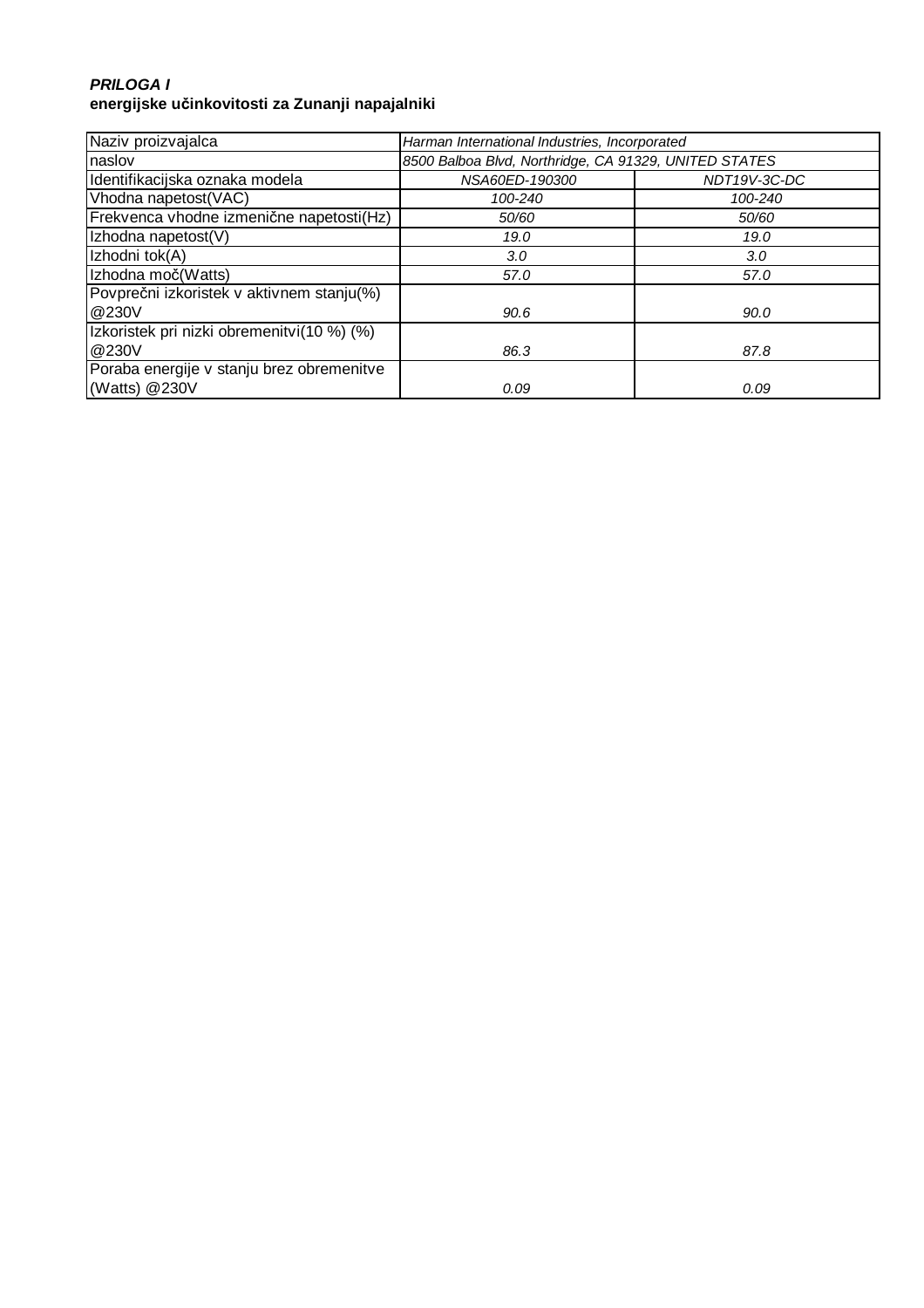***PRILOGA I***
**energijske učinkovitosti za Zunanji napajalniki**

| | | |
|---|---|---|
| Naziv proizvajalca | *Harman International Industries, Incorporated* | |
| naslov | *8500 Balboa Blvd, Northridge, CA 91329, UNITED STATES* | |
| Identifikacijska oznaka modela | *NSA60ED-190300* | *NDT19V-3C-DC* |
| Vhodna napetost(VAC) | *100-240* | *100-240* |
| Frekvenca vhodne izmenične napetosti(Hz) | *50/60* | *50/60* |
| Izhodna napetost(V) | *19.0* | *19.0* |
| Izhodni tok(A) | *3.0* | *3.0* |
| Izhodna moč(Watts) | *57.0* | *57.0* |
| Povprečni izkoristek v aktivnem stanju(%) @230V | *90.6* | *90.0* |
| Izkoristek pri nizki obremenitvi(10 %) (%) @230V | *86.3* | *87.8* |
| Poraba energije v stanju brez obremenitve (Watts) @230V | *0.09* | *0.09* |